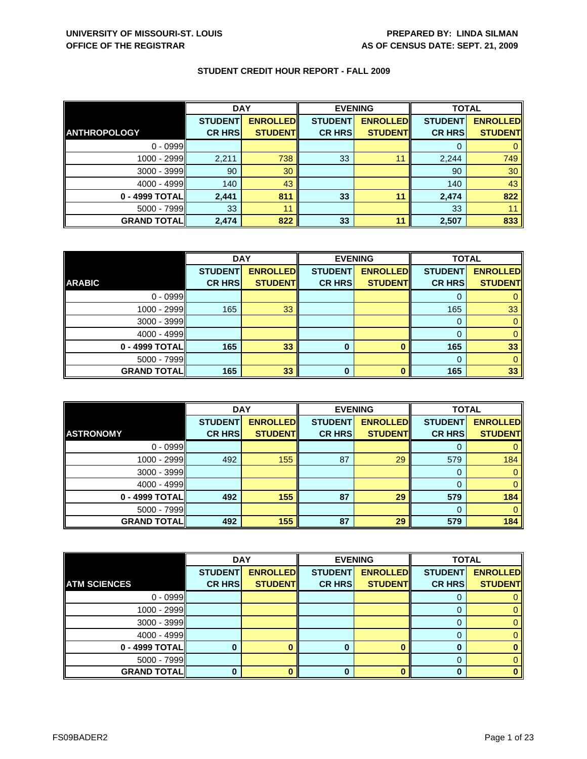**UNIVERSITY OF MISSOURI-ST. LOUIS**
**OFFICE OF THE REGISTRAR**

**PREPARED BY: LINDA SILMAN**
**AS OF CENSUS DATE: SEPT. 21, 2009**

## STUDENT CREDIT HOUR REPORT - FALL 2009

| | DAY | | EVENING | | TOTAL | |
|---|---|---|---|---|---|---|
| **ANTHROPOLOGY** | **STUDENT CR HRS** | **ENROLLED STUDENT** | **STUDENT CR HRS** | **ENROLLED STUDENT** | **STUDENT CR HRS** | **ENROLLED STUDENT** |
| 0 - 0999 | | | | | 0 | 0 |
| 1000 - 2999 | 2,211 | 738 | 33 | 11 | 2,244 | 749 |
| 3000 - 3999 | 90 | 30 | | | 90 | 30 |
| 4000 - 4999 | 140 | 43 | | | 140 | 43 |
| **0 - 4999 TOTAL** | **2,441** | **811** | **33** | **11** | **2,474** | **822** |
| 5000 - 7999 | 33 | 11 | | | 33 | 11 |
| **GRAND TOTAL** | **2,474** | **822** | **33** | **11** | **2,507** | **833** |

| | DAY | | EVENING | | TOTAL | |
|---|---|---|---|---|---|---|
| **ARABIC** | **STUDENT CR HRS** | **ENROLLED STUDENT** | **STUDENT CR HRS** | **ENROLLED STUDENT** | **STUDENT CR HRS** | **ENROLLED STUDENT** |
| 0 - 0999 | | | | | 0 | 0 |
| 1000 - 2999 | 165 | 33 | | | 165 | 33 |
| 3000 - 3999 | | | | | 0 | 0 |
| 4000 - 4999 | | | | | 0 | 0 |
| **0 - 4999 TOTAL** | **165** | **33** | **0** | **0** | **165** | **33** |
| 5000 - 7999 | | | | | 0 | 0 |
| **GRAND TOTAL** | **165** | **33** | **0** | **0** | **165** | **33** |

| | DAY | | EVENING | | TOTAL | |
|---|---|---|---|---|---|---|
| **ASTRONOMY** | **STUDENT CR HRS** | **ENROLLED STUDENT** | **STUDENT CR HRS** | **ENROLLED STUDENT** | **STUDENT CR HRS** | **ENROLLED STUDENT** |
| 0 - 0999 | | | | | 0 | 0 |
| 1000 - 2999 | 492 | 155 | 87 | 29 | 579 | 184 |
| 3000 - 3999 | | | | | 0 | 0 |
| 4000 - 4999 | | | | | 0 | 0 |
| **0 - 4999 TOTAL** | **492** | **155** | **87** | **29** | **579** | **184** |
| 5000 - 7999 | | | | | 0 | 0 |
| **GRAND TOTAL** | **492** | **155** | **87** | **29** | **579** | **184** |

| | DAY | | EVENING | | TOTAL | |
|---|---|---|---|---|---|---|
| **ATM SCIENCES** | **STUDENT CR HRS** | **ENROLLED STUDENT** | **STUDENT CR HRS** | **ENROLLED STUDENT** | **STUDENT CR HRS** | **ENROLLED STUDENT** |
| 0 - 0999 | | | | | 0 | 0 |
| 1000 - 2999 | | | | | 0 | 0 |
| 3000 - 3999 | | | | | 0 | 0 |
| 4000 - 4999 | | | | | 0 | 0 |
| **0 - 4999 TOTAL** | **0** | **0** | **0** | **0** | **0** | **0** |
| 5000 - 7999 | | | | | 0 | 0 |
| **GRAND TOTAL** | **0** | **0** | **0** | **0** | **0** | **0** |

FS09BADER2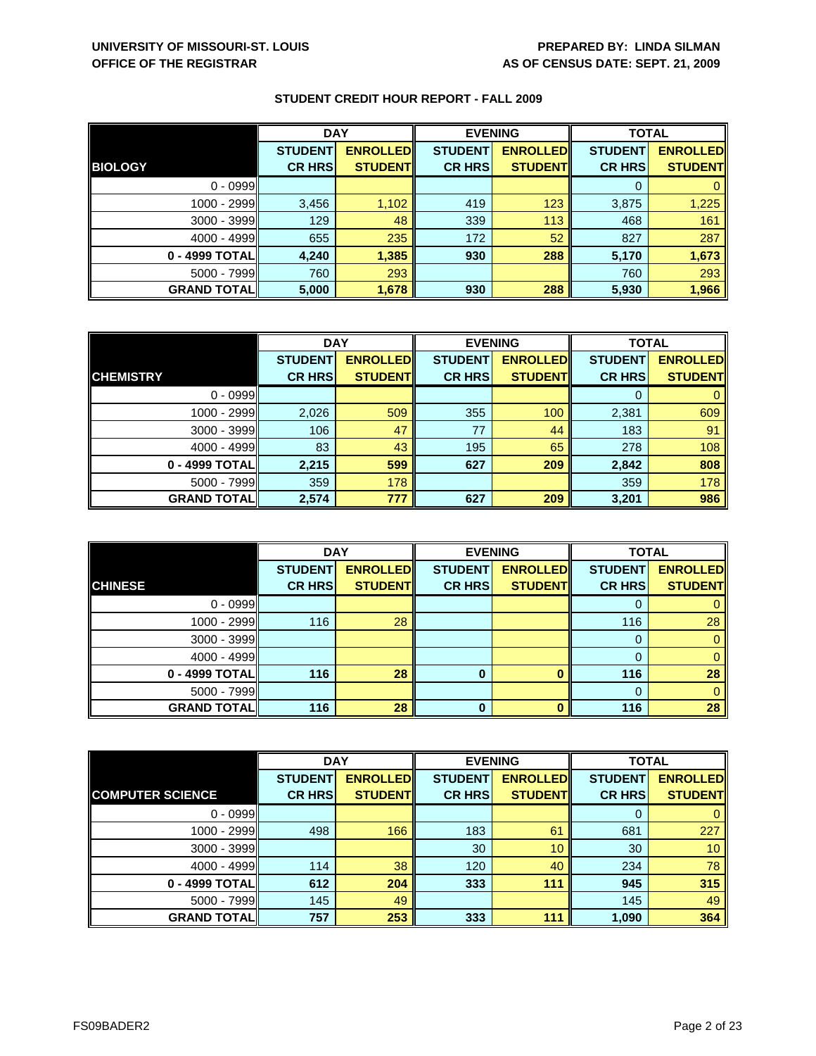**UNIVERSITY OF MISSOURI-ST. LOUIS**
**OFFICE OF THE REGISTRAR**

**PREPARED BY: LINDA SILMAN**
**AS OF CENSUS DATE: SEPT. 21, 2009**

## STUDENT CREDIT HOUR REPORT - FALL 2009

| | DAY | | EVENING | | TOTAL | |
|---|---|---|---|---|---|---|
| **BIOLOGY** | **STUDENT CR HRS** | **ENROLLED STUDENT** | **STUDENT CR HRS** | **ENROLLED STUDENT** | **STUDENT CR HRS** | **ENROLLED STUDENT** |
| 0 - 0999 | | | | | 0 | 0 |
| 1000 - 2999 | 3,456 | 1,102 | 419 | 123 | 3,875 | 1,225 |
| 3000 - 3999 | 129 | 48 | 339 | 113 | 468 | 161 |
| 4000 - 4999 | 655 | 235 | 172 | 52 | 827 | 287 |
| **0 - 4999 TOTAL** | **4,240** | **1,385** | **930** | **288** | **5,170** | **1,673** |
| 5000 - 7999 | 760 | 293 | | | 760 | 293 |
| **GRAND TOTAL** | **5,000** | **1,678** | **930** | **288** | **5,930** | **1,966** |

| | DAY | | EVENING | | TOTAL | |
|---|---|---|---|---|---|---|
| **CHEMISTRY** | **STUDENT CR HRS** | **ENROLLED STUDENT** | **STUDENT CR HRS** | **ENROLLED STUDENT** | **STUDENT CR HRS** | **ENROLLED STUDENT** |
| 0 - 0999 | | | | | 0 | 0 |
| 1000 - 2999 | 2,026 | 509 | 355 | 100 | 2,381 | 609 |
| 3000 - 3999 | 106 | 47 | 77 | 44 | 183 | 91 |
| 4000 - 4999 | 83 | 43 | 195 | 65 | 278 | 108 |
| **0 - 4999 TOTAL** | **2,215** | **599** | **627** | **209** | **2,842** | **808** |
| 5000 - 7999 | 359 | 178 | | | 359 | 178 |
| **GRAND TOTAL** | **2,574** | **777** | **627** | **209** | **3,201** | **986** |

| | DAY | | EVENING | | TOTAL | |
|---|---|---|---|---|---|---|
| **CHINESE** | **STUDENT CR HRS** | **ENROLLED STUDENT** | **STUDENT CR HRS** | **ENROLLED STUDENT** | **STUDENT CR HRS** | **ENROLLED STUDENT** |
| 0 - 0999 | | | | | 0 | 0 |
| 1000 - 2999 | 116 | 28 | | | 116 | 28 |
| 3000 - 3999 | | | | | 0 | 0 |
| 4000 - 4999 | | | | | 0 | 0 |
| **0 - 4999 TOTAL** | **116** | **28** | **0** | **0** | **116** | **28** |
| 5000 - 7999 | | | | | 0 | 0 |
| **GRAND TOTAL** | **116** | **28** | **0** | **0** | **116** | **28** |

| | DAY | | EVENING | | TOTAL | |
|---|---|---|---|---|---|---|
| **COMPUTER SCIENCE** | **STUDENT CR HRS** | **ENROLLED STUDENT** | **STUDENT CR HRS** | **ENROLLED STUDENT** | **STUDENT CR HRS** | **ENROLLED STUDENT** |
| 0 - 0999 | | | | | 0 | 0 |
| 1000 - 2999 | 498 | 166 | 183 | 61 | 681 | 227 |
| 3000 - 3999 | | | 30 | 10 | 30 | 10 |
| 4000 - 4999 | 114 | 38 | 120 | 40 | 234 | 78 |
| **0 - 4999 TOTAL** | **612** | **204** | **333** | **111** | **945** | **315** |
| 5000 - 7999 | 145 | 49 | | | 145 | 49 |
| **GRAND TOTAL** | **757** | **253** | **333** | **111** | **1,090** | **364** |

FS09BADER2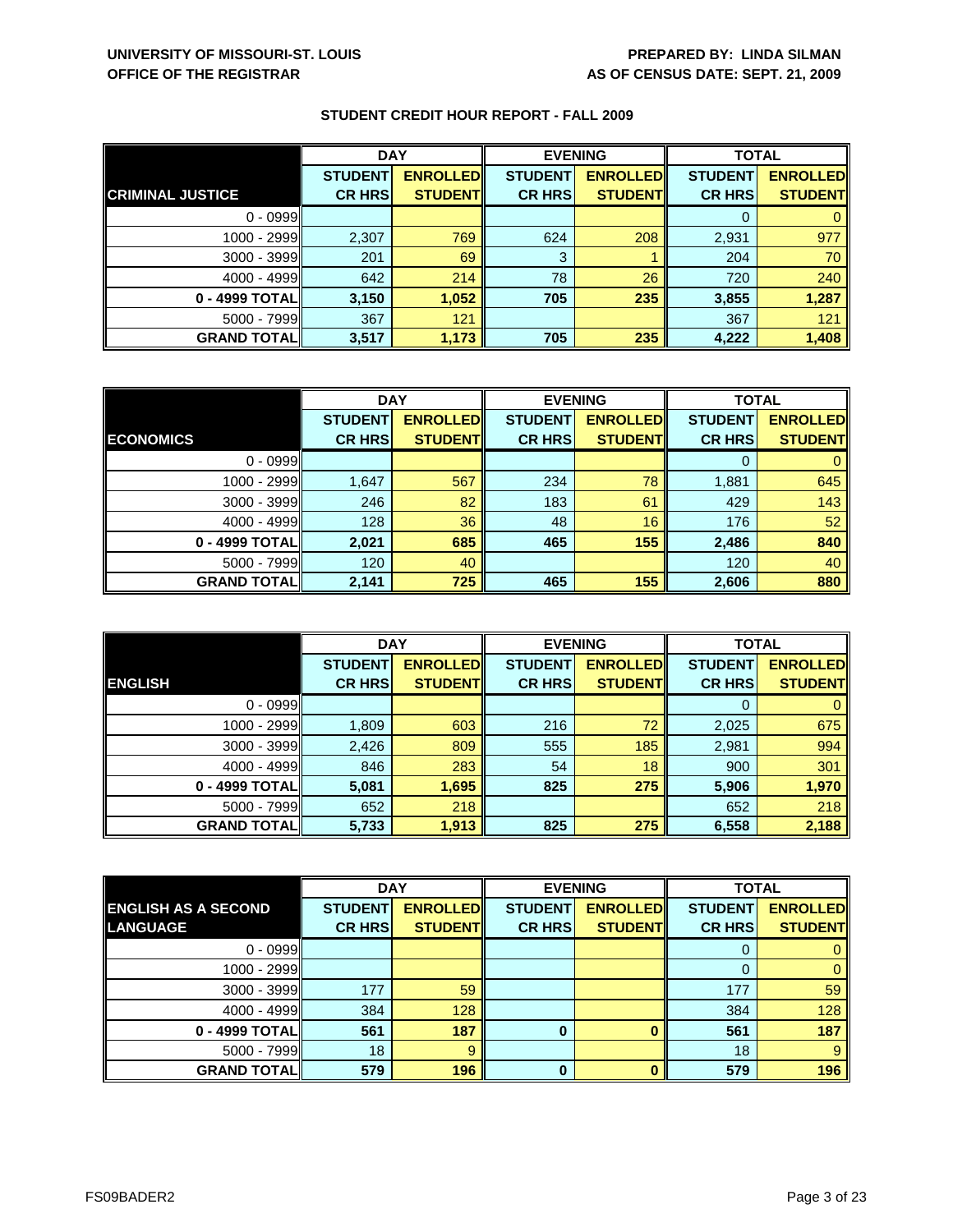**UNIVERSITY OF MISSOURI-ST. LOUIS**
**OFFICE OF THE REGISTRAR**

**PREPARED BY: LINDA SILMAN**
**AS OF CENSUS DATE: SEPT. 21, 2009**

## STUDENT CREDIT HOUR REPORT - FALL 2009

| CRIMINAL JUSTICE | DAY | | EVENING | | TOTAL | |
|---|---|---|---|---|---|---|
| | STUDENT CR HRS | ENROLLED STUDENT | STUDENT CR HRS | ENROLLED STUDENT | STUDENT CR HRS | ENROLLED STUDENT |
| 0 - 0999 | | | | | 0 | 0 |
| 1000 - 2999 | 2,307 | 769 | 624 | 208 | 2,931 | 977 |
| 3000 - 3999 | 201 | 69 | 3 | 1 | 204 | 70 |
| 4000 - 4999 | 642 | 214 | 78 | 26 | 720 | 240 |
| **0 - 4999 TOTAL** | **3,150** | **1,052** | **705** | **235** | **3,855** | **1,287** |
| 5000 - 7999 | 367 | 121 | | | 367 | 121 |
| **GRAND TOTAL** | **3,517** | **1,173** | **705** | **235** | **4,222** | **1,408** |

| ECONOMICS | DAY | | EVENING | | TOTAL | |
|---|---|---|---|---|---|---|
| | STUDENT CR HRS | ENROLLED STUDENT | STUDENT CR HRS | ENROLLED STUDENT | STUDENT CR HRS | ENROLLED STUDENT |
| 0 - 0999 | | | | | 0 | 0 |
| 1000 - 2999 | 1,647 | 567 | 234 | 78 | 1,881 | 645 |
| 3000 - 3999 | 246 | 82 | 183 | 61 | 429 | 143 |
| 4000 - 4999 | 128 | 36 | 48 | 16 | 176 | 52 |
| **0 - 4999 TOTAL** | **2,021** | **685** | **465** | **155** | **2,486** | **840** |
| 5000 - 7999 | 120 | 40 | | | 120 | 40 |
| **GRAND TOTAL** | **2,141** | **725** | **465** | **155** | **2,606** | **880** |

| ENGLISH | DAY | | EVENING | | TOTAL | |
|---|---|---|---|---|---|---|
| | STUDENT CR HRS | ENROLLED STUDENT | STUDENT CR HRS | ENROLLED STUDENT | STUDENT CR HRS | ENROLLED STUDENT |
| 0 - 0999 | | | | | 0 | 0 |
| 1000 - 2999 | 1,809 | 603 | 216 | 72 | 2,025 | 675 |
| 3000 - 3999 | 2,426 | 809 | 555 | 185 | 2,981 | 994 |
| 4000 - 4999 | 846 | 283 | 54 | 18 | 900 | 301 |
| **0 - 4999 TOTAL** | **5,081** | **1,695** | **825** | **275** | **5,906** | **1,970** |
| 5000 - 7999 | 652 | 218 | | | 652 | 218 |
| **GRAND TOTAL** | **5,733** | **1,913** | **825** | **275** | **6,558** | **2,188** |

| ENGLISH AS A SECOND LANGUAGE | DAY | | EVENING | | TOTAL | |
|---|---|---|---|---|---|---|
| | STUDENT CR HRS | ENROLLED STUDENT | STUDENT CR HRS | ENROLLED STUDENT | STUDENT CR HRS | ENROLLED STUDENT |
| 0 - 0999 | | | | | 0 | 0 |
| 1000 - 2999 | | | | | 0 | 0 |
| 3000 - 3999 | 177 | 59 | | | 177 | 59 |
| 4000 - 4999 | 384 | 128 | | | 384 | 128 |
| **0 - 4999 TOTAL** | **561** | **187** | **0** | **0** | **561** | **187** |
| 5000 - 7999 | 18 | 9 | | | 18 | 9 |
| **GRAND TOTAL** | **579** | **196** | **0** | **0** | **579** | **196** |

FS09BADER2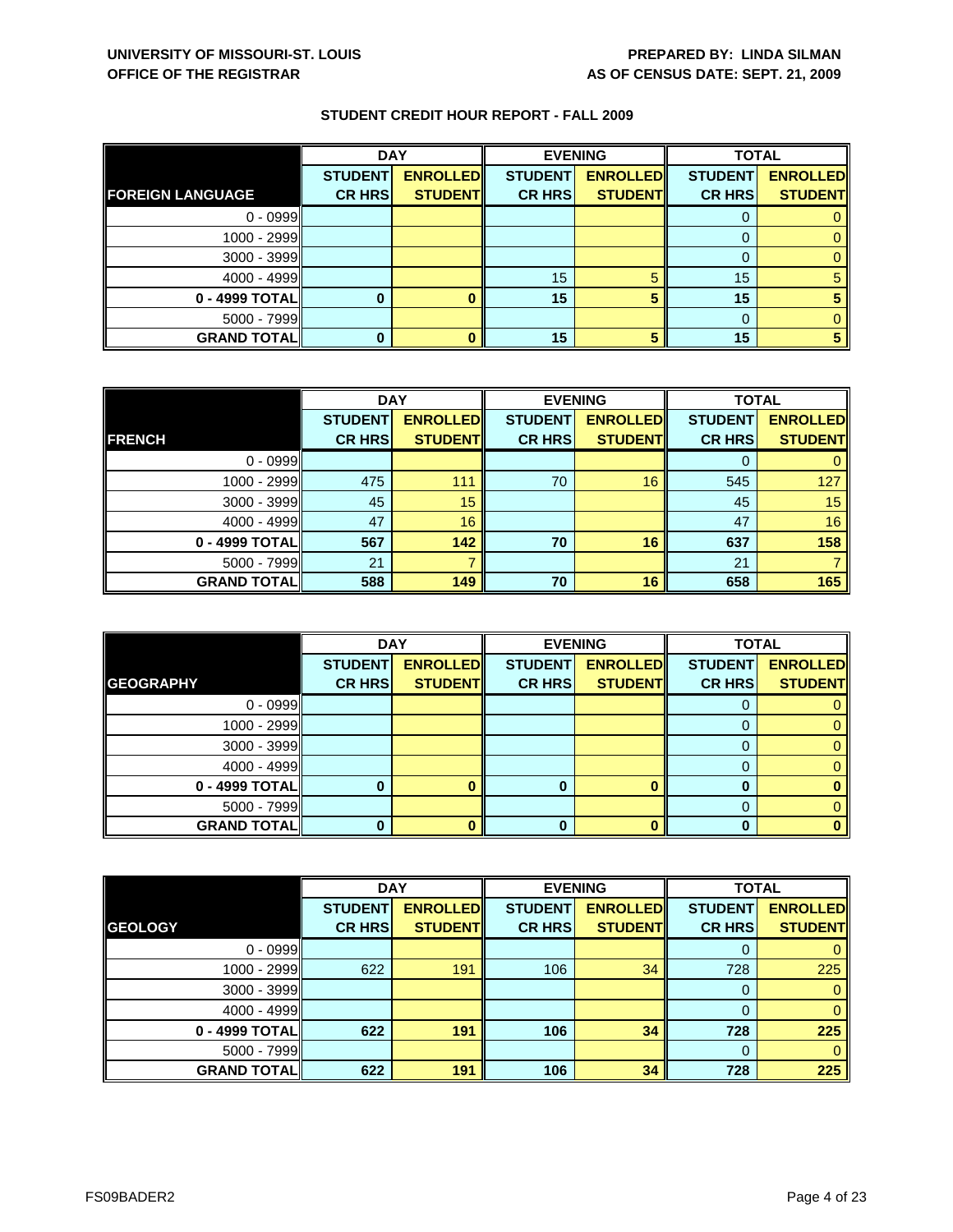UNIVERSITY OF MISSOURI-ST. LOUIS
OFFICE OF THE REGISTRAR

PREPARED BY: LINDA SILMAN
AS OF CENSUS DATE: SEPT. 21, 2009

## STUDENT CREDIT HOUR REPORT - FALL 2009

| | DAY | | EVENING | | TOTAL | |
|---|---|---|---|---|---|---|
| **FOREIGN LANGUAGE** | **STUDENT CR HRS** | **ENROLLED STUDENT** | **STUDENT CR HRS** | **ENROLLED STUDENT** | **STUDENT CR HRS** | **ENROLLED STUDENT** |
| 0 - 0999 | | | | | 0 | 0 |
| 1000 - 2999 | | | | | 0 | 0 |
| 3000 - 3999 | | | | | 0 | 0 |
| 4000 - 4999 | | | 15 | 5 | 15 | 5 |
| **0 - 4999 TOTAL** | **0** | **0** | **15** | **5** | **15** | **5** |
| 5000 - 7999 | | | | | 0 | 0 |
| **GRAND TOTAL** | **0** | **0** | **15** | **5** | **15** | **5** |

| | DAY | | EVENING | | TOTAL | |
|---|---|---|---|---|---|---|
| **FRENCH** | **STUDENT CR HRS** | **ENROLLED STUDENT** | **STUDENT CR HRS** | **ENROLLED STUDENT** | **STUDENT CR HRS** | **ENROLLED STUDENT** |
| 0 - 0999 | | | | | 0 | 0 |
| 1000 - 2999 | 475 | 111 | 70 | 16 | 545 | 127 |
| 3000 - 3999 | 45 | 15 | | | 45 | 15 |
| 4000 - 4999 | 47 | 16 | | | 47 | 16 |
| **0 - 4999 TOTAL** | **567** | **142** | **70** | **16** | **637** | **158** |
| 5000 - 7999 | 21 | 7 | | | 21 | 7 |
| **GRAND TOTAL** | **588** | **149** | **70** | **16** | **658** | **165** |

| | DAY | | EVENING | | TOTAL | |
|---|---|---|---|---|---|---|
| **GEOGRAPHY** | **STUDENT CR HRS** | **ENROLLED STUDENT** | **STUDENT CR HRS** | **ENROLLED STUDENT** | **STUDENT CR HRS** | **ENROLLED STUDENT** |
| 0 - 0999 | | | | | 0 | 0 |
| 1000 - 2999 | | | | | 0 | 0 |
| 3000 - 3999 | | | | | 0 | 0 |
| 4000 - 4999 | | | | | 0 | 0 |
| **0 - 4999 TOTAL** | **0** | **0** | **0** | **0** | **0** | **0** |
| 5000 - 7999 | | | | | 0 | 0 |
| **GRAND TOTAL** | **0** | **0** | **0** | **0** | **0** | **0** |

| | DAY | | EVENING | | TOTAL | |
|---|---|---|---|---|---|---|
| **GEOLOGY** | **STUDENT CR HRS** | **ENROLLED STUDENT** | **STUDENT CR HRS** | **ENROLLED STUDENT** | **STUDENT CR HRS** | **ENROLLED STUDENT** |
| 0 - 0999 | | | | | 0 | 0 |
| 1000 - 2999 | 622 | 191 | 106 | 34 | 728 | 225 |
| 3000 - 3999 | | | | | 0 | 0 |
| 4000 - 4999 | | | | | 0 | 0 |
| **0 - 4999 TOTAL** | **622** | **191** | **106** | **34** | **728** | **225** |
| 5000 - 7999 | | | | | 0 | 0 |
| **GRAND TOTAL** | **622** | **191** | **106** | **34** | **728** | **225** |

FS09BADER2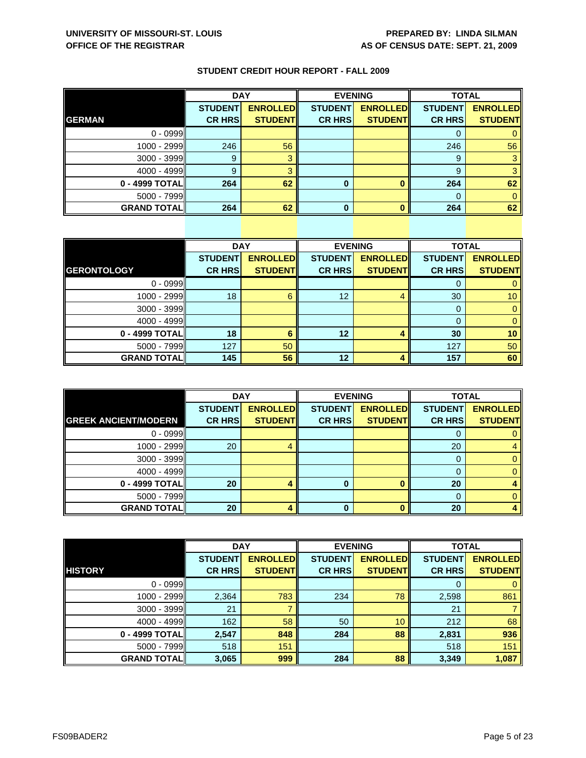**UNIVERSITY OF MISSOURI-ST. LOUIS**
**OFFICE OF THE REGISTRAR**

**PREPARED BY: LINDA SILMAN**
**AS OF CENSUS DATE: SEPT. 21, 2009**

## STUDENT CREDIT HOUR REPORT - FALL 2009

| | DAY | | EVENING | | TOTAL | |
|---|---|---|---|---|---|---|
| **GERMAN** | **STUDENT CR HRS** | **ENROLLED STUDENT** | **STUDENT CR HRS** | **ENROLLED STUDENT** | **STUDENT CR HRS** | **ENROLLED STUDENT** |
| 0 - 0999 | | | | | 0 | 0 |
| 1000 - 2999 | 246 | 56 | | | 246 | 56 |
| 3000 - 3999 | 9 | 3 | | | 9 | 3 |
| 4000 - 4999 | 9 | 3 | | | 9 | 3 |
| **0 - 4999 TOTAL** | **264** | **62** | **0** | **0** | **264** | **62** |
| 5000 - 7999 | | | | | 0 | 0 |
| **GRAND TOTAL** | **264** | **62** | **0** | **0** | **264** | **62** |

| | DAY | | EVENING | | TOTAL | |
|---|---|---|---|---|---|---|
| **GERONTOLOGY** | **STUDENT CR HRS** | **ENROLLED STUDENT** | **STUDENT CR HRS** | **ENROLLED STUDENT** | **STUDENT CR HRS** | **ENROLLED STUDENT** |
| 0 - 0999 | | | | | 0 | 0 |
| 1000 - 2999 | 18 | 6 | 12 | 4 | 30 | 10 |
| 3000 - 3999 | | | | | 0 | 0 |
| 4000 - 4999 | | | | | 0 | 0 |
| **0 - 4999 TOTAL** | **18** | **6** | **12** | **4** | **30** | **10** |
| 5000 - 7999 | 127 | 50 | | | 127 | 50 |
| **GRAND TOTAL** | **145** | **56** | **12** | **4** | **157** | **60** |

| | DAY | | EVENING | | TOTAL | |
|---|---|---|---|---|---|---|
| **GREEK ANCIENT/MODERN** | **STUDENT CR HRS** | **ENROLLED STUDENT** | **STUDENT CR HRS** | **ENROLLED STUDENT** | **STUDENT CR HRS** | **ENROLLED STUDENT** |
| 0 - 0999 | | | | | 0 | 0 |
| 1000 - 2999 | 20 | 4 | | | 20 | 4 |
| 3000 - 3999 | | | | | 0 | 0 |
| 4000 - 4999 | | | | | 0 | 0 |
| **0 - 4999 TOTAL** | **20** | **4** | **0** | **0** | **20** | **4** |
| 5000 - 7999 | | | | | 0 | 0 |
| **GRAND TOTAL** | **20** | **4** | **0** | **0** | **20** | **4** |

| | DAY | | EVENING | | TOTAL | |
|---|---|---|---|---|---|---|
| **HISTORY** | **STUDENT CR HRS** | **ENROLLED STUDENT** | **STUDENT CR HRS** | **ENROLLED STUDENT** | **STUDENT CR HRS** | **ENROLLED STUDENT** |
| 0 - 0999 | | | | | 0 | 0 |
| 1000 - 2999 | 2,364 | 783 | 234 | 78 | 2,598 | 861 |
| 3000 - 3999 | 21 | 7 | | | 21 | 7 |
| 4000 - 4999 | 162 | 58 | 50 | 10 | 212 | 68 |
| **0 - 4999 TOTAL** | **2,547** | **848** | **284** | **88** | **2,831** | **936** |
| 5000 - 7999 | 518 | 151 | | | 518 | 151 |
| **GRAND TOTAL** | **3,065** | **999** | **284** | **88** | **3,349** | **1,087** |

FS09BADER2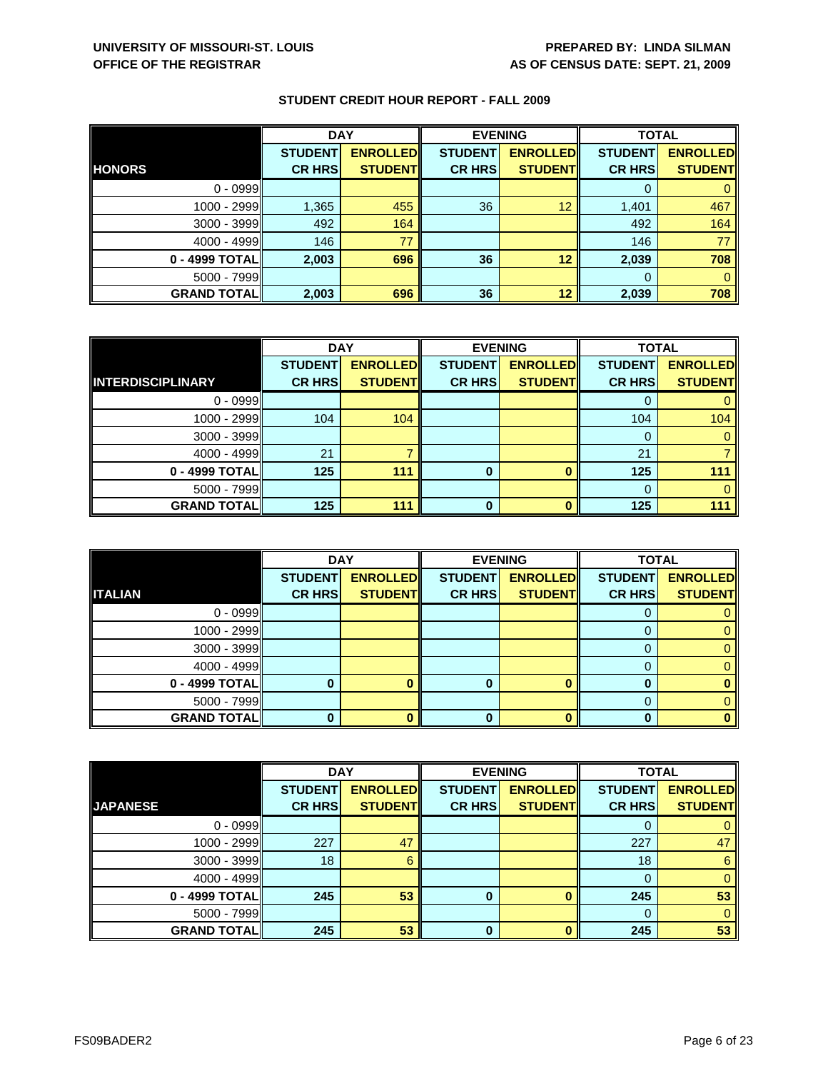UNIVERSITY OF MISSOURI-ST. LOUIS
OFFICE OF THE REGISTRAR

PREPARED BY: LINDA SILMAN
AS OF CENSUS DATE: SEPT. 21, 2009

## STUDENT CREDIT HOUR REPORT - FALL 2009

| | DAY | | EVENING | | TOTAL | |
|---|---|---|---|---|---|---|
| **HONORS** | **STUDENT CR HRS** | **ENROLLED STUDENT** | **STUDENT CR HRS** | **ENROLLED STUDENT** | **STUDENT CR HRS** | **ENROLLED STUDENT** |
| 0 - 0999 | | | | | 0 | 0 |
| 1000 - 2999 | 1,365 | 455 | 36 | 12 | 1,401 | 467 |
| 3000 - 3999 | 492 | 164 | | | 492 | 164 |
| 4000 - 4999 | 146 | 77 | | | 146 | 77 |
| **0 - 4999 TOTAL** | **2,003** | **696** | **36** | **12** | **2,039** | **708** |
| 5000 - 7999 | | | | | 0 | 0 |
| **GRAND TOTAL** | **2,003** | **696** | **36** | **12** | **2,039** | **708** |

| | DAY | | EVENING | | TOTAL | |
|---|---|---|---|---|---|---|
| **INTERDISCIPLINARY** | **STUDENT CR HRS** | **ENROLLED STUDENT** | **STUDENT CR HRS** | **ENROLLED STUDENT** | **STUDENT CR HRS** | **ENROLLED STUDENT** |
| 0 - 0999 | | | | | 0 | 0 |
| 1000 - 2999 | 104 | 104 | | | 104 | 104 |
| 3000 - 3999 | | | | | 0 | 0 |
| 4000 - 4999 | 21 | 7 | | | 21 | 7 |
| **0 - 4999 TOTAL** | **125** | **111** | **0** | **0** | **125** | **111** |
| 5000 - 7999 | | | | | 0 | 0 |
| **GRAND TOTAL** | **125** | **111** | **0** | **0** | **125** | **111** |

| | DAY | | EVENING | | TOTAL | |
|---|---|---|---|---|---|---|
| **ITALIAN** | **STUDENT CR HRS** | **ENROLLED STUDENT** | **STUDENT CR HRS** | **ENROLLED STUDENT** | **STUDENT CR HRS** | **ENROLLED STUDENT** |
| 0 - 0999 | | | | | 0 | 0 |
| 1000 - 2999 | | | | | 0 | 0 |
| 3000 - 3999 | | | | | 0 | 0 |
| 4000 - 4999 | | | | | 0 | 0 |
| **0 - 4999 TOTAL** | **0** | **0** | **0** | **0** | **0** | **0** |
| 5000 - 7999 | | | | | 0 | 0 |
| **GRAND TOTAL** | **0** | **0** | **0** | **0** | **0** | **0** |

| | DAY | | EVENING | | TOTAL | |
|---|---|---|---|---|---|---|
| **JAPANESE** | **STUDENT CR HRS** | **ENROLLED STUDENT** | **STUDENT CR HRS** | **ENROLLED STUDENT** | **STUDENT CR HRS** | **ENROLLED STUDENT** |
| 0 - 0999 | | | | | 0 | 0 |
| 1000 - 2999 | 227 | 47 | | | 227 | 47 |
| 3000 - 3999 | 18 | 6 | | | 18 | 6 |
| 4000 - 4999 | | | | | 0 | 0 |
| **0 - 4999 TOTAL** | **245** | **53** | **0** | **0** | **245** | **53** |
| 5000 - 7999 | | | | | 0 | 0 |
| **GRAND TOTAL** | **245** | **53** | **0** | **0** | **245** | **53** |

FS09BADER2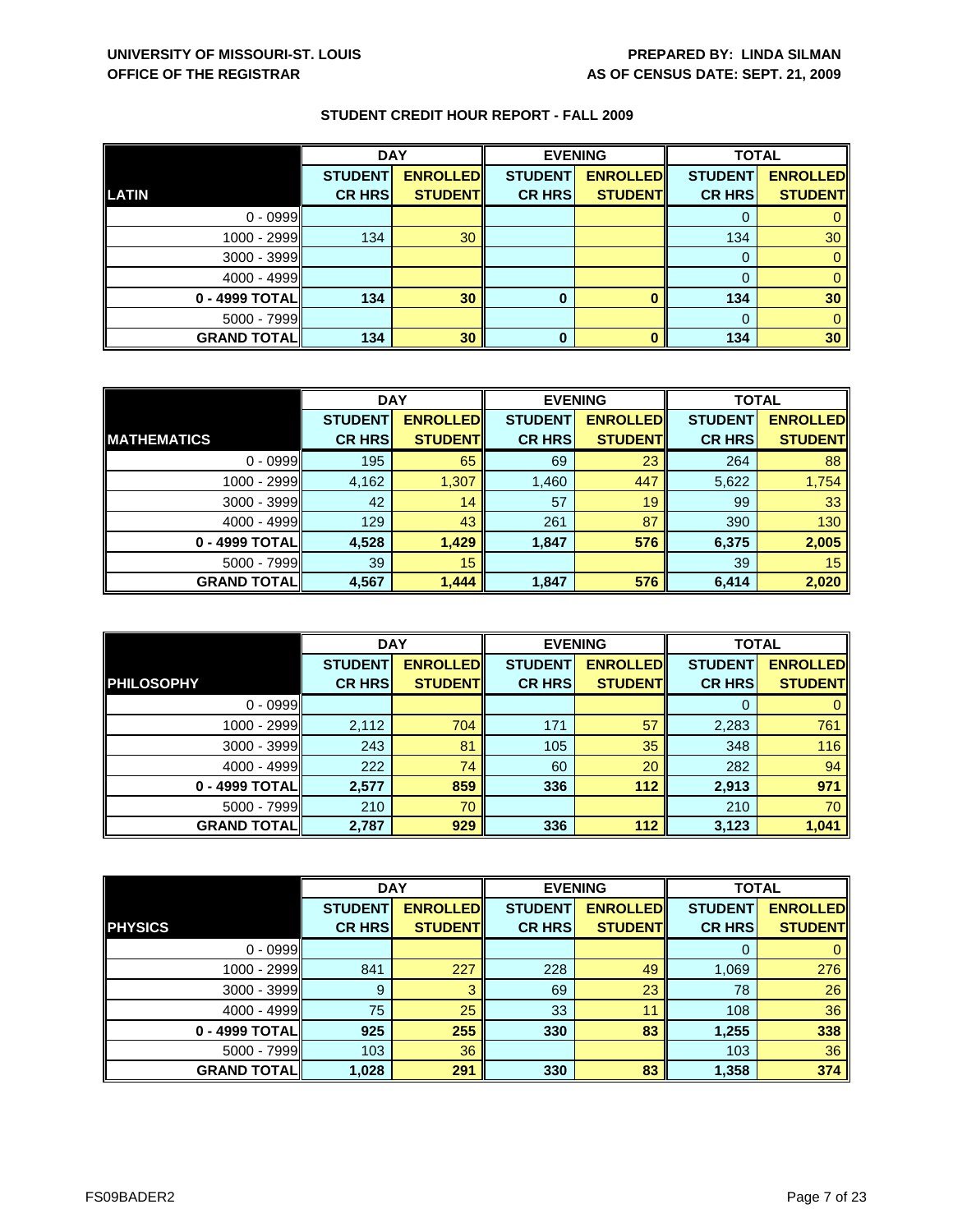**UNIVERSITY OF MISSOURI-ST. LOUIS**
**OFFICE OF THE REGISTRAR**

**PREPARED BY: LINDA SILMAN**
**AS OF CENSUS DATE: SEPT. 21, 2009**

## STUDENT CREDIT HOUR REPORT - FALL 2009

| | DAY | | EVENING | | TOTAL | |
|---|---|---|---|---|---|---|
| **LATIN** | **STUDENT CR HRS** | **ENROLLED STUDENT** | **STUDENT CR HRS** | **ENROLLED STUDENT** | **STUDENT CR HRS** | **ENROLLED STUDENT** |
| 0 - 0999 | | | | | 0 | 0 |
| 1000 - 2999 | 134 | 30 | | | 134 | 30 |
| 3000 - 3999 | | | | | 0 | 0 |
| 4000 - 4999 | | | | | 0 | 0 |
| **0 - 4999 TOTAL** | **134** | **30** | **0** | **0** | **134** | **30** |
| 5000 - 7999 | | | | | 0 | 0 |
| **GRAND TOTAL** | **134** | **30** | **0** | **0** | **134** | **30** |

| | DAY | | EVENING | | TOTAL | |
|---|---|---|---|---|---|---|
| **MATHEMATICS** | **STUDENT CR HRS** | **ENROLLED STUDENT** | **STUDENT CR HRS** | **ENROLLED STUDENT** | **STUDENT CR HRS** | **ENROLLED STUDENT** |
| 0 - 0999 | 195 | 65 | 69 | 23 | 264 | 88 |
| 1000 - 2999 | 4,162 | 1,307 | 1,460 | 447 | 5,622 | 1,754 |
| 3000 - 3999 | 42 | 14 | 57 | 19 | 99 | 33 |
| 4000 - 4999 | 129 | 43 | 261 | 87 | 390 | 130 |
| **0 - 4999 TOTAL** | **4,528** | **1,429** | **1,847** | **576** | **6,375** | **2,005** |
| 5000 - 7999 | 39 | 15 | | | 39 | 15 |
| **GRAND TOTAL** | **4,567** | **1,444** | **1,847** | **576** | **6,414** | **2,020** |

| | DAY | | EVENING | | TOTAL | |
|---|---|---|---|---|---|---|
| **PHILOSOPHY** | **STUDENT CR HRS** | **ENROLLED STUDENT** | **STUDENT CR HRS** | **ENROLLED STUDENT** | **STUDENT CR HRS** | **ENROLLED STUDENT** |
| 0 - 0999 | | | | | 0 | 0 |
| 1000 - 2999 | 2,112 | 704 | 171 | 57 | 2,283 | 761 |
| 3000 - 3999 | 243 | 81 | 105 | 35 | 348 | 116 |
| 4000 - 4999 | 222 | 74 | 60 | 20 | 282 | 94 |
| **0 - 4999 TOTAL** | **2,577** | **859** | **336** | **112** | **2,913** | **971** |
| 5000 - 7999 | 210 | 70 | | | 210 | 70 |
| **GRAND TOTAL** | **2,787** | **929** | **336** | **112** | **3,123** | **1,041** |

| | DAY | | EVENING | | TOTAL | |
|---|---|---|---|---|---|---|
| **PHYSICS** | **STUDENT CR HRS** | **ENROLLED STUDENT** | **STUDENT CR HRS** | **ENROLLED STUDENT** | **STUDENT CR HRS** | **ENROLLED STUDENT** |
| 0 - 0999 | | | | | 0 | 0 |
| 1000 - 2999 | 841 | 227 | 228 | 49 | 1,069 | 276 |
| 3000 - 3999 | 9 | 3 | 69 | 23 | 78 | 26 |
| 4000 - 4999 | 75 | 25 | 33 | 11 | 108 | 36 |
| **0 - 4999 TOTAL** | **925** | **255** | **330** | **83** | **1,255** | **338** |
| 5000 - 7999 | 103 | 36 | | | 103 | 36 |
| **GRAND TOTAL** | **1,028** | **291** | **330** | **83** | **1,358** | **374** |

FS09BADER2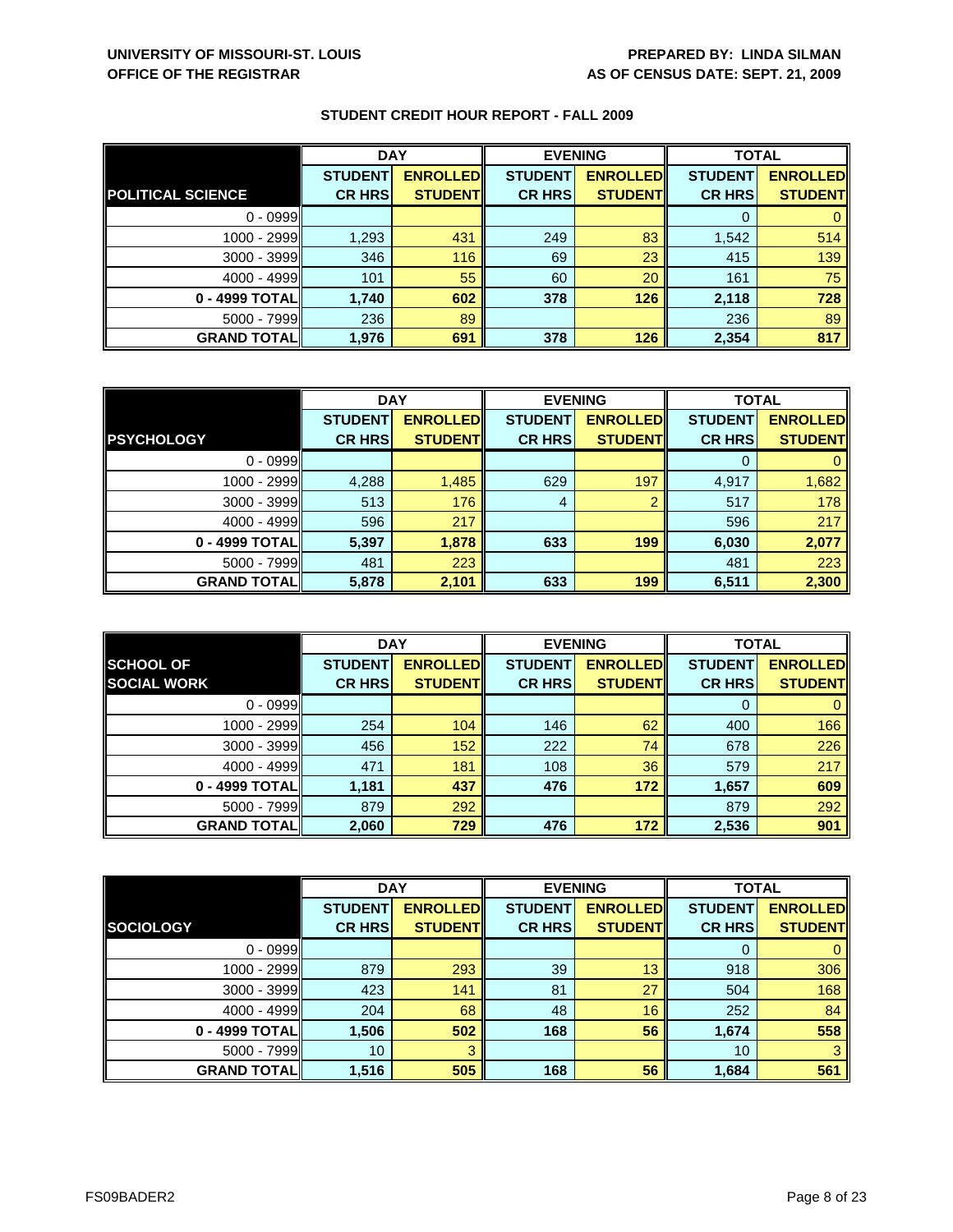**UNIVERSITY OF MISSOURI-ST. LOUIS**
**OFFICE OF THE REGISTRAR**

**PREPARED BY: LINDA SILMAN**
**AS OF CENSUS DATE: SEPT. 21, 2009**

## STUDENT CREDIT HOUR REPORT - FALL 2009

| | DAY | | EVENING | | TOTAL | |
|---|---|---|---|---|---|---|
| **POLITICAL SCIENCE** | **STUDENT CR HRS** | **ENROLLED STUDENT** | **STUDENT CR HRS** | **ENROLLED STUDENT** | **STUDENT CR HRS** | **ENROLLED STUDENT** |
| 0 - 0999 | | | | | 0 | 0 |
| 1000 - 2999 | 1,293 | 431 | 249 | 83 | 1,542 | 514 |
| 3000 - 3999 | 346 | 116 | 69 | 23 | 415 | 139 |
| 4000 - 4999 | 101 | 55 | 60 | 20 | 161 | 75 |
| **0 - 4999 TOTAL** | **1,740** | **602** | **378** | **126** | **2,118** | **728** |
| 5000 - 7999 | 236 | 89 | | | 236 | 89 |
| **GRAND TOTAL** | **1,976** | **691** | **378** | **126** | **2,354** | **817** |

| | DAY | | EVENING | | TOTAL | |
|---|---|---|---|---|---|---|
| **PSYCHOLOGY** | **STUDENT CR HRS** | **ENROLLED STUDENT** | **STUDENT CR HRS** | **ENROLLED STUDENT** | **STUDENT CR HRS** | **ENROLLED STUDENT** |
| 0 - 0999 | | | | | 0 | 0 |
| 1000 - 2999 | 4,288 | 1,485 | 629 | 197 | 4,917 | 1,682 |
| 3000 - 3999 | 513 | 176 | 4 | 2 | 517 | 178 |
| 4000 - 4999 | 596 | 217 | | | 596 | 217 |
| **0 - 4999 TOTAL** | **5,397** | **1,878** | **633** | **199** | **6,030** | **2,077** |
| 5000 - 7999 | 481 | 223 | | | 481 | 223 |
| **GRAND TOTAL** | **5,878** | **2,101** | **633** | **199** | **6,511** | **2,300** |

| | DAY | | EVENING | | TOTAL | |
|---|---|---|---|---|---|---|
| **SCHOOL OF SOCIAL WORK** | **STUDENT CR HRS** | **ENROLLED STUDENT** | **STUDENT CR HRS** | **ENROLLED STUDENT** | **STUDENT CR HRS** | **ENROLLED STUDENT** |
| 0 - 0999 | | | | | 0 | 0 |
| 1000 - 2999 | 254 | 104 | 146 | 62 | 400 | 166 |
| 3000 - 3999 | 456 | 152 | 222 | 74 | 678 | 226 |
| 4000 - 4999 | 471 | 181 | 108 | 36 | 579 | 217 |
| **0 - 4999 TOTAL** | **1,181** | **437** | **476** | **172** | **1,657** | **609** |
| 5000 - 7999 | 879 | 292 | | | 879 | 292 |
| **GRAND TOTAL** | **2,060** | **729** | **476** | **172** | **2,536** | **901** |

| | DAY | | EVENING | | TOTAL | |
|---|---|---|---|---|---|---|
| **SOCIOLOGY** | **STUDENT CR HRS** | **ENROLLED STUDENT** | **STUDENT CR HRS** | **ENROLLED STUDENT** | **STUDENT CR HRS** | **ENROLLED STUDENT** |
| 0 - 0999 | | | | | 0 | 0 |
| 1000 - 2999 | 879 | 293 | 39 | 13 | 918 | 306 |
| 3000 - 3999 | 423 | 141 | 81 | 27 | 504 | 168 |
| 4000 - 4999 | 204 | 68 | 48 | 16 | 252 | 84 |
| **0 - 4999 TOTAL** | **1,506** | **502** | **168** | **56** | **1,674** | **558** |
| 5000 - 7999 | 10 | 3 | | | 10 | 3 |
| **GRAND TOTAL** | **1,516** | **505** | **168** | **56** | **1,684** | **561** |

FS09BADER2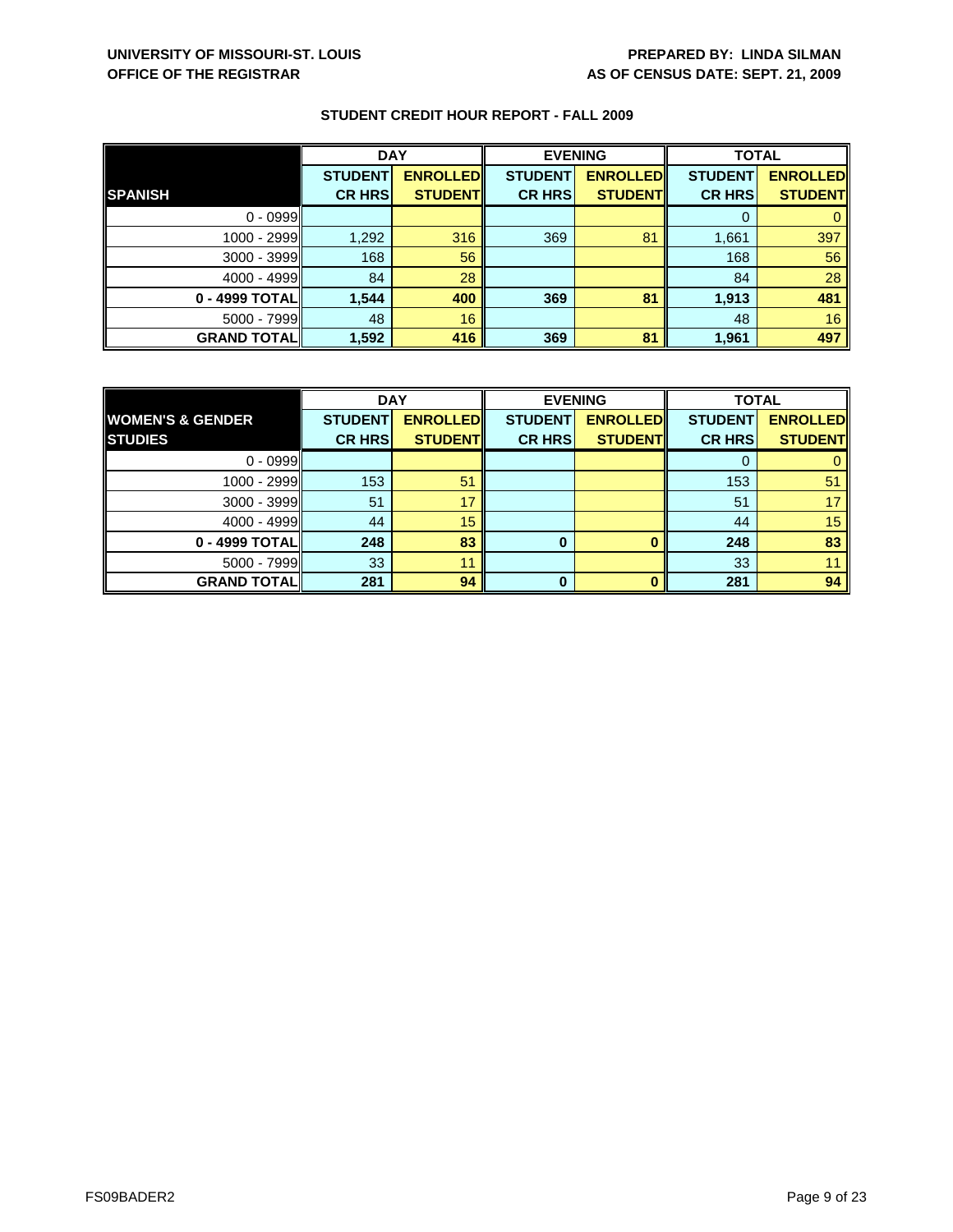**UNIVERSITY OF MISSOURI-ST. LOUIS**
**OFFICE OF THE REGISTRAR**

**PREPARED BY: LINDA SILMAN**
**AS OF CENSUS DATE: SEPT. 21, 2009**

## STUDENT CREDIT HOUR REPORT - FALL 2009

| | DAY | | EVENING | | TOTAL | |
|---|---|---|---|---|---|---|
| **SPANISH** | **STUDENT CR HRS** | **ENROLLED STUDENT** | **STUDENT CR HRS** | **ENROLLED STUDENT** | **STUDENT CR HRS** | **ENROLLED STUDENT** |
| 0 - 0999 | | | | | 0 | 0 |
| 1000 - 2999 | 1,292 | 316 | 369 | 81 | 1,661 | 397 |
| 3000 - 3999 | 168 | 56 | | | 168 | 56 |
| 4000 - 4999 | 84 | 28 | | | 84 | 28 |
| **0 - 4999 TOTAL** | **1,544** | **400** | **369** | **81** | **1,913** | **481** |
| 5000 - 7999 | 48 | 16 | | | 48 | 16 |
| **GRAND TOTAL** | **1,592** | **416** | **369** | **81** | **1,961** | **497** |

| | DAY | | EVENING | | TOTAL | |
|---|---|---|---|---|---|---|
| **WOMEN'S & GENDER STUDIES** | **STUDENT CR HRS** | **ENROLLED STUDENT** | **STUDENT CR HRS** | **ENROLLED STUDENT** | **STUDENT CR HRS** | **ENROLLED STUDENT** |
| 0 - 0999 | | | | | 0 | 0 |
| 1000 - 2999 | 153 | 51 | | | 153 | 51 |
| 3000 - 3999 | 51 | 17 | | | 51 | 17 |
| 4000 - 4999 | 44 | 15 | | | 44 | 15 |
| **0 - 4999 TOTAL** | **248** | **83** | **0** | **0** | **248** | **83** |
| 5000 - 7999 | 33 | 11 | | | 33 | 11 |
| **GRAND TOTAL** | **281** | **94** | **0** | **0** | **281** | **94** |

FS09BADER2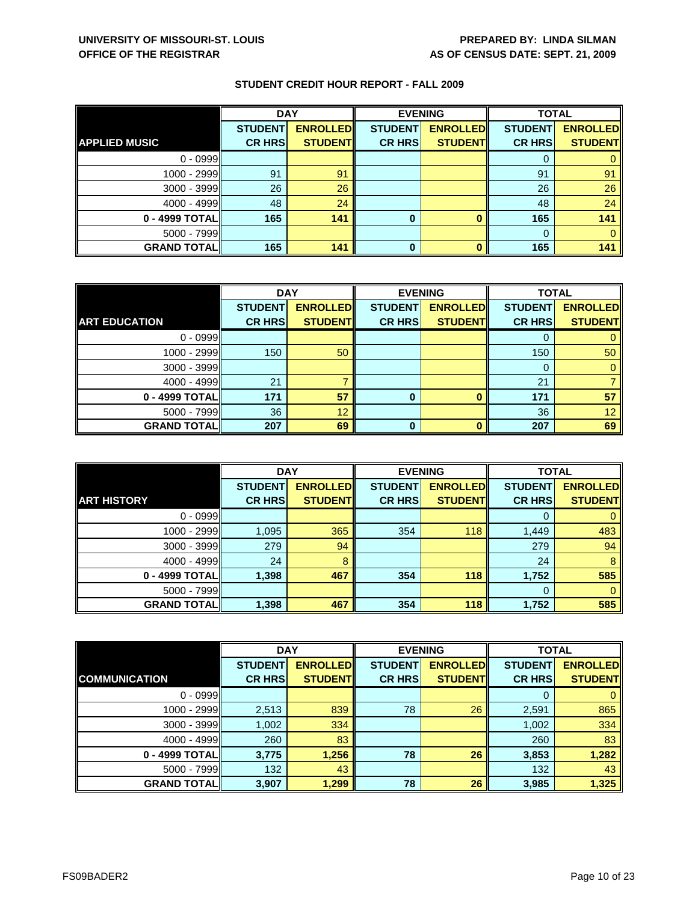UNIVERSITY OF MISSOURI-ST. LOUIS
OFFICE OF THE REGISTRAR

PREPARED BY: LINDA SILMAN
AS OF CENSUS DATE: SEPT. 21, 2009

## STUDENT CREDIT HOUR REPORT - FALL 2009

| | DAY | | EVENING | | TOTAL | |
|---|---|---|---|---|---|---|
| **APPLIED MUSIC** | **STUDENT CR HRS** | **ENROLLED STUDENT** | **STUDENT CR HRS** | **ENROLLED STUDENT** | **STUDENT CR HRS** | **ENROLLED STUDENT** |
| 0 - 0999 | | | | | 0 | 0 |
| 1000 - 2999 | 91 | 91 | | | 91 | 91 |
| 3000 - 3999 | 26 | 26 | | | 26 | 26 |
| 4000 - 4999 | 48 | 24 | | | 48 | 24 |
| **0 - 4999 TOTAL** | **165** | **141** | **0** | **0** | **165** | **141** |
| 5000 - 7999 | | | | | 0 | 0 |
| **GRAND TOTAL** | **165** | **141** | **0** | **0** | **165** | **141** |

| | DAY | | EVENING | | TOTAL | |
|---|---|---|---|---|---|---|
| **ART EDUCATION** | **STUDENT CR HRS** | **ENROLLED STUDENT** | **STUDENT CR HRS** | **ENROLLED STUDENT** | **STUDENT CR HRS** | **ENROLLED STUDENT** |
| 0 - 0999 | | | | | 0 | 0 |
| 1000 - 2999 | 150 | 50 | | | 150 | 50 |
| 3000 - 3999 | | | | | 0 | 0 |
| 4000 - 4999 | 21 | 7 | | | 21 | 7 |
| **0 - 4999 TOTAL** | **171** | **57** | **0** | **0** | **171** | **57** |
| 5000 - 7999 | 36 | 12 | | | 36 | 12 |
| **GRAND TOTAL** | **207** | **69** | **0** | **0** | **207** | **69** |

| | DAY | | EVENING | | TOTAL | |
|---|---|---|---|---|---|---|
| **ART HISTORY** | **STUDENT CR HRS** | **ENROLLED STUDENT** | **STUDENT CR HRS** | **ENROLLED STUDENT** | **STUDENT CR HRS** | **ENROLLED STUDENT** |
| 0 - 0999 | | | | | 0 | 0 |
| 1000 - 2999 | 1,095 | 365 | 354 | 118 | 1,449 | 483 |
| 3000 - 3999 | 279 | 94 | | | 279 | 94 |
| 4000 - 4999 | 24 | 8 | | | 24 | 8 |
| **0 - 4999 TOTAL** | **1,398** | **467** | **354** | **118** | **1,752** | **585** |
| 5000 - 7999 | | | | | 0 | 0 |
| **GRAND TOTAL** | **1,398** | **467** | **354** | **118** | **1,752** | **585** |

| | DAY | | EVENING | | TOTAL | |
|---|---|---|---|---|---|---|
| **COMMUNICATION** | **STUDENT CR HRS** | **ENROLLED STUDENT** | **STUDENT CR HRS** | **ENROLLED STUDENT** | **STUDENT CR HRS** | **ENROLLED STUDENT** |
| 0 - 0999 | | | | | 0 | 0 |
| 1000 - 2999 | 2,513 | 839 | 78 | 26 | 2,591 | 865 |
| 3000 - 3999 | 1,002 | 334 | | | 1,002 | 334 |
| 4000 - 4999 | 260 | 83 | | | 260 | 83 |
| **0 - 4999 TOTAL** | **3,775** | **1,256** | **78** | **26** | **3,853** | **1,282** |
| 5000 - 7999 | 132 | 43 | | | 132 | 43 |
| **GRAND TOTAL** | **3,907** | **1,299** | **78** | **26** | **3,985** | **1,325** |

FS09BADER2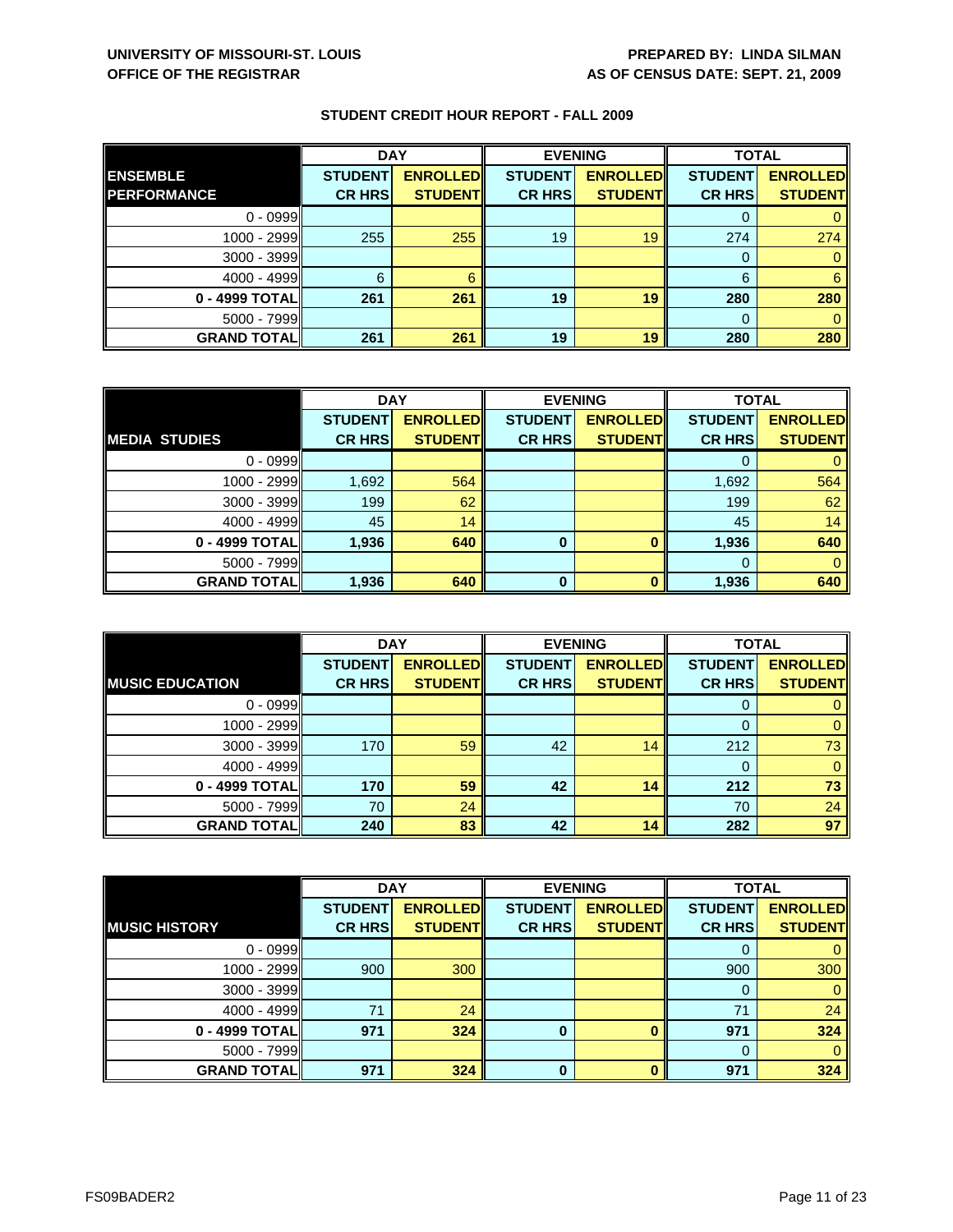**UNIVERSITY OF MISSOURI-ST. LOUIS**
**OFFICE OF THE REGISTRAR**

**PREPARED BY: LINDA SILMAN**
**AS OF CENSUS DATE: SEPT. 21, 2009**

## STUDENT CREDIT HOUR REPORT - FALL 2009

| ENSEMBLE PERFORMANCE | DAY | | EVENING | | TOTAL | |
|---|---|---|---|---|---|---|
| | STUDENT CR HRS | ENROLLED STUDENT | STUDENT CR HRS | ENROLLED STUDENT | STUDENT CR HRS | ENROLLED STUDENT |
| 0 - 0999 | | | | | 0 | 0 |
| 1000 - 2999 | 255 | 255 | 19 | 19 | 274 | 274 |
| 3000 - 3999 | | | | | 0 | 0 |
| 4000 - 4999 | 6 | 6 | | | 6 | 6 |
| **0 - 4999 TOTAL** | **261** | **261** | **19** | **19** | **280** | **280** |
| 5000 - 7999 | | | | | 0 | 0 |
| **GRAND TOTAL** | **261** | **261** | **19** | **19** | **280** | **280** |

| MEDIA STUDIES | DAY | | EVENING | | TOTAL | |
|---|---|---|---|---|---|---|
| | STUDENT CR HRS | ENROLLED STUDENT | STUDENT CR HRS | ENROLLED STUDENT | STUDENT CR HRS | ENROLLED STUDENT |
| 0 - 0999 | | | | | 0 | 0 |
| 1000 - 2999 | 1,692 | 564 | | | 1,692 | 564 |
| 3000 - 3999 | 199 | 62 | | | 199 | 62 |
| 4000 - 4999 | 45 | 14 | | | 45 | 14 |
| **0 - 4999 TOTAL** | **1,936** | **640** | **0** | **0** | **1,936** | **640** |
| 5000 - 7999 | | | | | 0 | 0 |
| **GRAND TOTAL** | **1,936** | **640** | **0** | **0** | **1,936** | **640** |

| MUSIC EDUCATION | DAY | | EVENING | | TOTAL | |
|---|---|---|---|---|---|---|
| | STUDENT CR HRS | ENROLLED STUDENT | STUDENT CR HRS | ENROLLED STUDENT | STUDENT CR HRS | ENROLLED STUDENT |
| 0 - 0999 | | | | | 0 | 0 |
| 1000 - 2999 | | | | | 0 | 0 |
| 3000 - 3999 | 170 | 59 | 42 | 14 | 212 | 73 |
| 4000 - 4999 | | | | | 0 | 0 |
| **0 - 4999 TOTAL** | **170** | **59** | **42** | **14** | **212** | **73** |
| 5000 - 7999 | 70 | 24 | | | 70 | 24 |
| **GRAND TOTAL** | **240** | **83** | **42** | **14** | **282** | **97** |

| MUSIC HISTORY | DAY | | EVENING | | TOTAL | |
|---|---|---|---|---|---|---|
| | STUDENT CR HRS | ENROLLED STUDENT | STUDENT CR HRS | ENROLLED STUDENT | STUDENT CR HRS | ENROLLED STUDENT |
| 0 - 0999 | | | | | 0 | 0 |
| 1000 - 2999 | 900 | 300 | | | 900 | 300 |
| 3000 - 3999 | | | | | 0 | 0 |
| 4000 - 4999 | 71 | 24 | | | 71 | 24 |
| **0 - 4999 TOTAL** | **971** | **324** | **0** | **0** | **971** | **324** |
| 5000 - 7999 | | | | | 0 | 0 |
| **GRAND TOTAL** | **971** | **324** | **0** | **0** | **971** | **324** |

FS09BADER2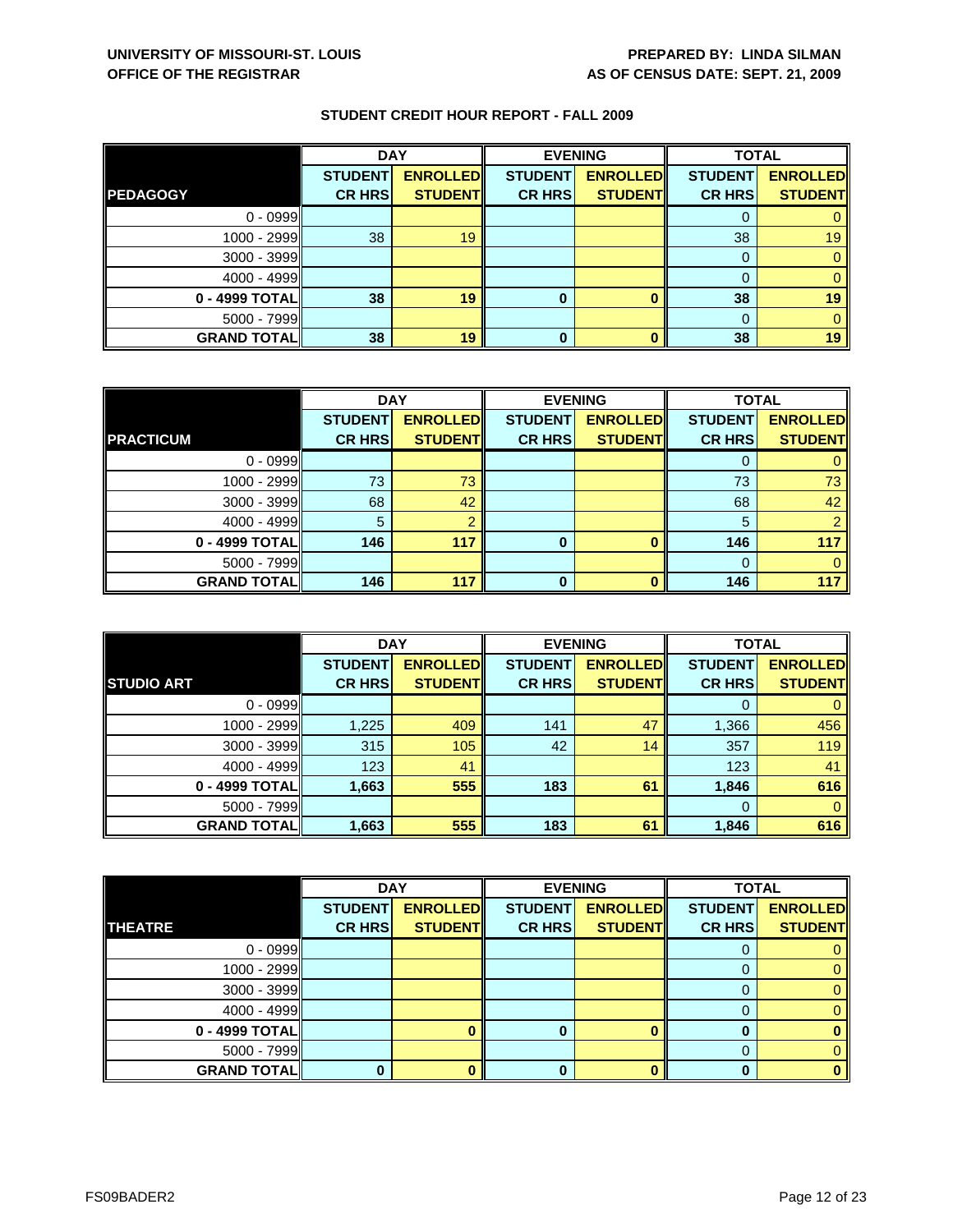**UNIVERSITY OF MISSOURI-ST. LOUIS**
**OFFICE OF THE REGISTRAR**

**PREPARED BY: LINDA SILMAN**
**AS OF CENSUS DATE: SEPT. 21, 2009**

## STUDENT CREDIT HOUR REPORT - FALL 2009

| | DAY | | EVENING | | TOTAL | |
|---|---|---|---|---|---|---|
| **PEDAGOGY** | **STUDENT CR HRS** | **ENROLLED STUDENT** | **STUDENT CR HRS** | **ENROLLED STUDENT** | **STUDENT CR HRS** | **ENROLLED STUDENT** |
| 0 - 0999 | | | | | 0 | 0 |
| 1000 - 2999 | 38 | 19 | | | 38 | 19 |
| 3000 - 3999 | | | | | 0 | 0 |
| 4000 - 4999 | | | | | 0 | 0 |
| **0 - 4999 TOTAL** | **38** | **19** | **0** | **0** | **38** | **19** |
| 5000 - 7999 | | | | | 0 | 0 |
| **GRAND TOTAL** | **38** | **19** | **0** | **0** | **38** | **19** |

| | DAY | | EVENING | | TOTAL | |
|---|---|---|---|---|---|---|
| **PRACTICUM** | **STUDENT CR HRS** | **ENROLLED STUDENT** | **STUDENT CR HRS** | **ENROLLED STUDENT** | **STUDENT CR HRS** | **ENROLLED STUDENT** |
| 0 - 0999 | | | | | 0 | 0 |
| 1000 - 2999 | 73 | 73 | | | 73 | 73 |
| 3000 - 3999 | 68 | 42 | | | 68 | 42 |
| 4000 - 4999 | 5 | 2 | | | 5 | 2 |
| **0 - 4999 TOTAL** | **146** | **117** | **0** | **0** | **146** | **117** |
| 5000 - 7999 | | | | | 0 | 0 |
| **GRAND TOTAL** | **146** | **117** | **0** | **0** | **146** | **117** |

| | DAY | | EVENING | | TOTAL | |
|---|---|---|---|---|---|---|
| **STUDIO ART** | **STUDENT CR HRS** | **ENROLLED STUDENT** | **STUDENT CR HRS** | **ENROLLED STUDENT** | **STUDENT CR HRS** | **ENROLLED STUDENT** |
| 0 - 0999 | | | | | 0 | 0 |
| 1000 - 2999 | 1,225 | 409 | 141 | 47 | 1,366 | 456 |
| 3000 - 3999 | 315 | 105 | 42 | 14 | 357 | 119 |
| 4000 - 4999 | 123 | 41 | | | 123 | 41 |
| **0 - 4999 TOTAL** | **1,663** | **555** | **183** | **61** | **1,846** | **616** |
| 5000 - 7999 | | | | | 0 | 0 |
| **GRAND TOTAL** | **1,663** | **555** | **183** | **61** | **1,846** | **616** |

| | DAY | | EVENING | | TOTAL | |
|---|---|---|---|---|---|---|
| **THEATRE** | **STUDENT CR HRS** | **ENROLLED STUDENT** | **STUDENT CR HRS** | **ENROLLED STUDENT** | **STUDENT CR HRS** | **ENROLLED STUDENT** |
| 0 - 0999 | | | | | 0 | 0 |
| 1000 - 2999 | | | | | 0 | 0 |
| 3000 - 3999 | | | | | 0 | 0 |
| 4000 - 4999 | | | | | 0 | 0 |
| **0 - 4999 TOTAL** | | **0** | **0** | **0** | **0** | **0** |
| 5000 - 7999 | | | | | 0 | 0 |
| **GRAND TOTAL** | **0** | **0** | **0** | **0** | **0** | **0** |

FS09BADER2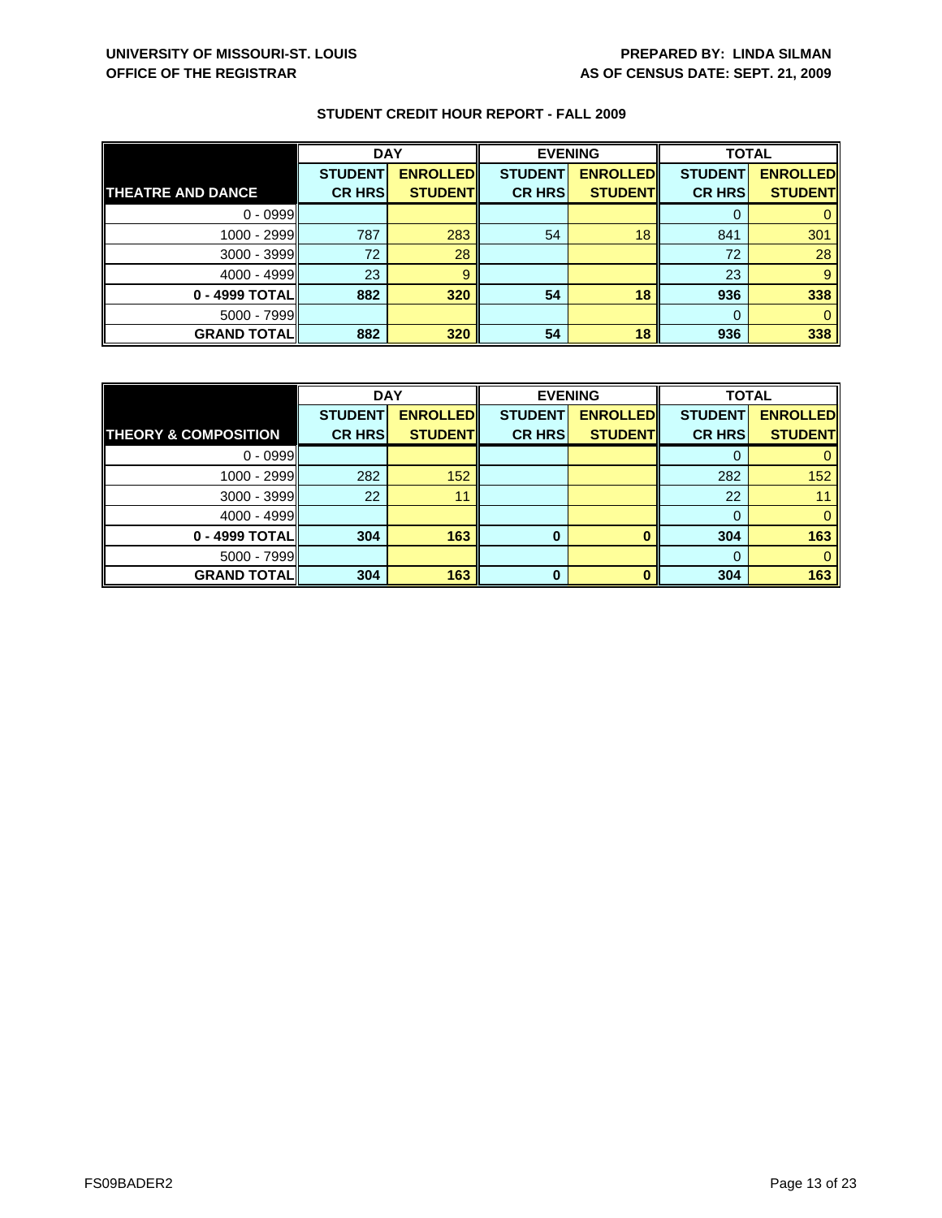**UNIVERSITY OF MISSOURI-ST. LOUIS**
**OFFICE OF THE REGISTRAR**

**PREPARED BY: LINDA SILMAN**
**AS OF CENSUS DATE: SEPT. 21, 2009**

## STUDENT CREDIT HOUR REPORT - FALL 2009

| | DAY | | EVENING | | TOTAL | |
|---|---|---|---|---|---|---|
| **THEATRE AND DANCE** | **STUDENT CR HRS** | **ENROLLED STUDENT** | **STUDENT CR HRS** | **ENROLLED STUDENT** | **STUDENT CR HRS** | **ENROLLED STUDENT** |
| 0 - 0999 | | | | | 0 | 0 |
| 1000 - 2999 | 787 | 283 | 54 | 18 | 841 | 301 |
| 3000 - 3999 | 72 | 28 | | | 72 | 28 |
| 4000 - 4999 | 23 | 9 | | | 23 | 9 |
| **0 - 4999 TOTAL** | **882** | **320** | **54** | **18** | **936** | **338** |
| 5000 - 7999 | | | | | 0 | 0 |
| **GRAND TOTAL** | **882** | **320** | **54** | **18** | **936** | **338** |

| | DAY | | EVENING | | TOTAL | |
|---|---|---|---|---|---|---|
| **THEORY & COMPOSITION** | **STUDENT CR HRS** | **ENROLLED STUDENT** | **STUDENT CR HRS** | **ENROLLED STUDENT** | **STUDENT CR HRS** | **ENROLLED STUDENT** |
| 0 - 0999 | | | | | 0 | 0 |
| 1000 - 2999 | 282 | 152 | | | 282 | 152 |
| 3000 - 3999 | 22 | 11 | | | 22 | 11 |
| 4000 - 4999 | | | | | 0 | 0 |
| **0 - 4999 TOTAL** | **304** | **163** | **0** | **0** | **304** | **163** |
| 5000 - 7999 | | | | | 0 | 0 |
| **GRAND TOTAL** | **304** | **163** | **0** | **0** | **304** | **163** |

FS09BADER2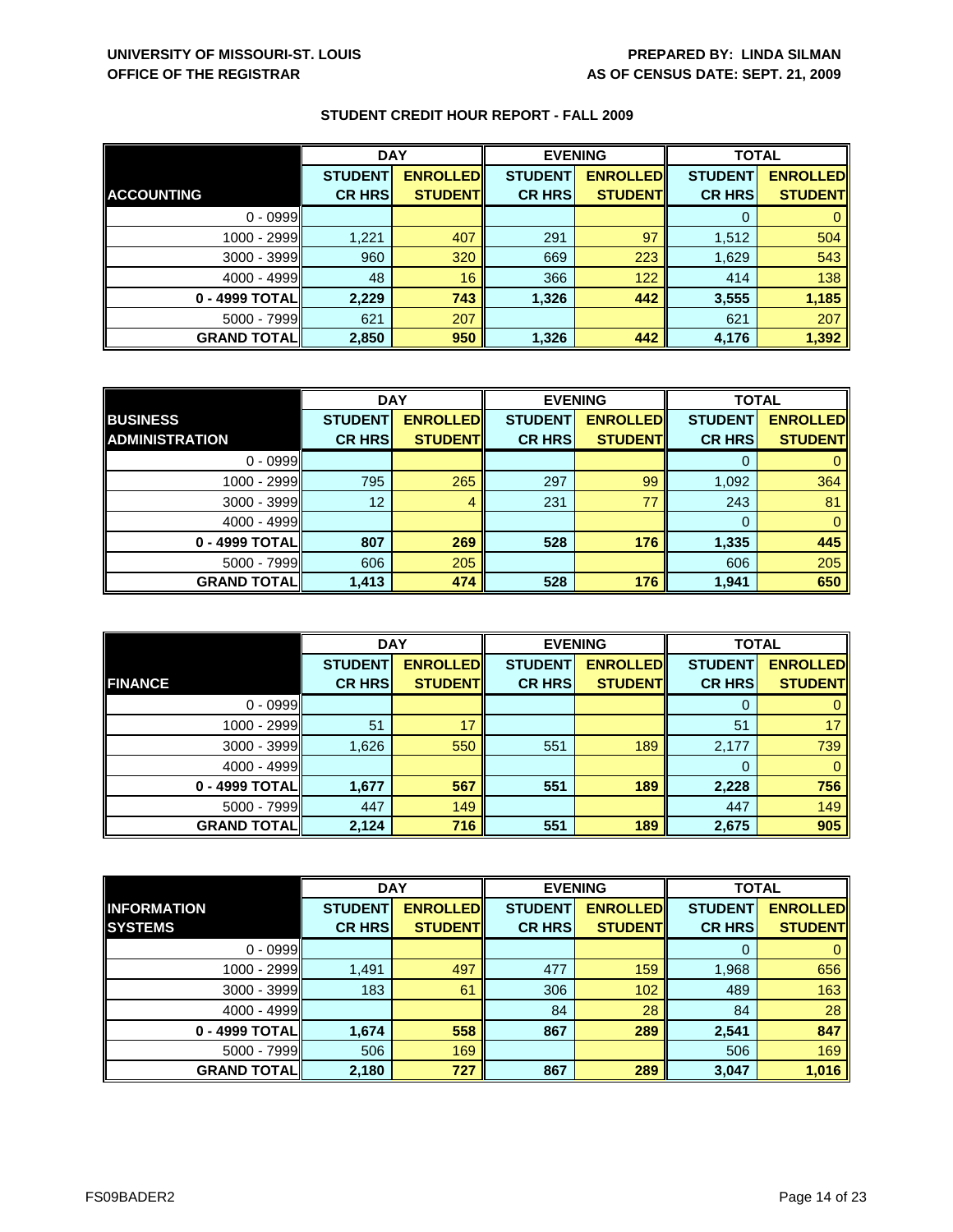**UNIVERSITY OF MISSOURI-ST. LOUIS**
**OFFICE OF THE REGISTRAR**

**PREPARED BY: LINDA SILMAN**
**AS OF CENSUS DATE: SEPT. 21, 2009**

## STUDENT CREDIT HOUR REPORT - FALL 2009

| | DAY | | EVENING | | TOTAL | |
|---|---|---|---|---|---|---|
| **ACCOUNTING** | **STUDENT CR HRS** | **ENROLLED STUDENT** | **STUDENT CR HRS** | **ENROLLED STUDENT** | **STUDENT CR HRS** | **ENROLLED STUDENT** |
| 0 - 0999 | | | | | 0 | 0 |
| 1000 - 2999 | 1,221 | 407 | 291 | 97 | 1,512 | 504 |
| 3000 - 3999 | 960 | 320 | 669 | 223 | 1,629 | 543 |
| 4000 - 4999 | 48 | 16 | 366 | 122 | 414 | 138 |
| **0 - 4999 TOTAL** | **2,229** | **743** | **1,326** | **442** | **3,555** | **1,185** |
| 5000 - 7999 | 621 | 207 | | | 621 | 207 |
| **GRAND TOTAL** | **2,850** | **950** | **1,326** | **442** | **4,176** | **1,392** |

| | DAY | | EVENING | | TOTAL | |
|---|---|---|---|---|---|---|
| **BUSINESS ADMINISTRATION** | **STUDENT CR HRS** | **ENROLLED STUDENT** | **STUDENT CR HRS** | **ENROLLED STUDENT** | **STUDENT CR HRS** | **ENROLLED STUDENT** |
| 0 - 0999 | | | | | 0 | 0 |
| 1000 - 2999 | 795 | 265 | 297 | 99 | 1,092 | 364 |
| 3000 - 3999 | 12 | 4 | 231 | 77 | 243 | 81 |
| 4000 - 4999 | | | | | 0 | 0 |
| **0 - 4999 TOTAL** | **807** | **269** | **528** | **176** | **1,335** | **445** |
| 5000 - 7999 | 606 | 205 | | | 606 | 205 |
| **GRAND TOTAL** | **1,413** | **474** | **528** | **176** | **1,941** | **650** |

| | DAY | | EVENING | | TOTAL | |
|---|---|---|---|---|---|---|
| **FINANCE** | **STUDENT CR HRS** | **ENROLLED STUDENT** | **STUDENT CR HRS** | **ENROLLED STUDENT** | **STUDENT CR HRS** | **ENROLLED STUDENT** |
| 0 - 0999 | | | | | 0 | 0 |
| 1000 - 2999 | 51 | 17 | | | 51 | 17 |
| 3000 - 3999 | 1,626 | 550 | 551 | 189 | 2,177 | 739 |
| 4000 - 4999 | | | | | 0 | 0 |
| **0 - 4999 TOTAL** | **1,677** | **567** | **551** | **189** | **2,228** | **756** |
| 5000 - 7999 | 447 | 149 | | | 447 | 149 |
| **GRAND TOTAL** | **2,124** | **716** | **551** | **189** | **2,675** | **905** |

| | DAY | | EVENING | | TOTAL | |
|---|---|---|---|---|---|---|
| **INFORMATION SYSTEMS** | **STUDENT CR HRS** | **ENROLLED STUDENT** | **STUDENT CR HRS** | **ENROLLED STUDENT** | **STUDENT CR HRS** | **ENROLLED STUDENT** |
| 0 - 0999 | | | | | 0 | 0 |
| 1000 - 2999 | 1,491 | 497 | 477 | 159 | 1,968 | 656 |
| 3000 - 3999 | 183 | 61 | 306 | 102 | 489 | 163 |
| 4000 - 4999 | | | 84 | 28 | 84 | 28 |
| **0 - 4999 TOTAL** | **1,674** | **558** | **867** | **289** | **2,541** | **847** |
| 5000 - 7999 | 506 | 169 | | | 506 | 169 |
| **GRAND TOTAL** | **2,180** | **727** | **867** | **289** | **3,047** | **1,016** |

FS09BADER2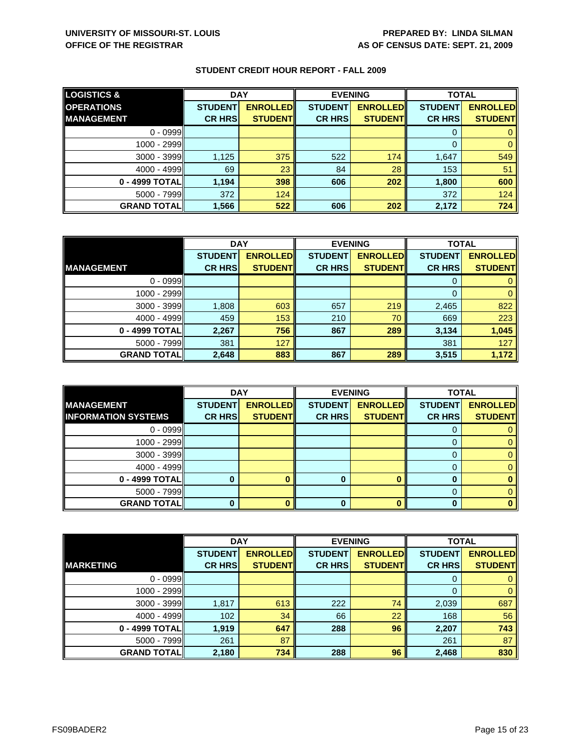UNIVERSITY OF MISSOURI-ST. LOUIS
OFFICE OF THE REGISTRAR

PREPARED BY: LINDA SILMAN
AS OF CENSUS DATE: SEPT. 21, 2009

## STUDENT CREDIT HOUR REPORT - FALL 2009

| LOGISTICS & OPERATIONS MANAGEMENT | DAY | | EVENING | | TOTAL | |
|---|---|---|---|---|---|---|
| | STUDENT CR HRS | ENROLLED STUDENT | STUDENT CR HRS | ENROLLED STUDENT | STUDENT CR HRS | ENROLLED STUDENT |
| 0 - 0999 | | | | | 0 | 0 |
| 1000 - 2999 | | | | | 0 | 0 |
| 3000 - 3999 | 1,125 | 375 | 522 | 174 | 1,647 | 549 |
| 4000 - 4999 | 69 | 23 | 84 | 28 | 153 | 51 |
| **0 - 4999 TOTAL** | **1,194** | **398** | **606** | **202** | **1,800** | **600** |
| 5000 - 7999 | 372 | 124 | | | 372 | 124 |
| **GRAND TOTAL** | **1,566** | **522** | **606** | **202** | **2,172** | **724** |

| MANAGEMENT | DAY | | EVENING | | TOTAL | |
|---|---|---|---|---|---|---|
| | STUDENT CR HRS | ENROLLED STUDENT | STUDENT CR HRS | ENROLLED STUDENT | STUDENT CR HRS | ENROLLED STUDENT |
| 0 - 0999 | | | | | 0 | 0 |
| 1000 - 2999 | | | | | 0 | 0 |
| 3000 - 3999 | 1,808 | 603 | 657 | 219 | 2,465 | 822 |
| 4000 - 4999 | 459 | 153 | 210 | 70 | 669 | 223 |
| **0 - 4999 TOTAL** | **2,267** | **756** | **867** | **289** | **3,134** | **1,045** |
| 5000 - 7999 | 381 | 127 | | | 381 | 127 |
| **GRAND TOTAL** | **2,648** | **883** | **867** | **289** | **3,515** | **1,172** |

| MANAGEMENT INFORMATION SYSTEMS | DAY | | EVENING | | TOTAL | |
|---|---|---|---|---|---|---|
| | STUDENT CR HRS | ENROLLED STUDENT | STUDENT CR HRS | ENROLLED STUDENT | STUDENT CR HRS | ENROLLED STUDENT |
| 0 - 0999 | | | | | 0 | 0 |
| 1000 - 2999 | | | | | 0 | 0 |
| 3000 - 3999 | | | | | 0 | 0 |
| 4000 - 4999 | | | | | 0 | 0 |
| **0 - 4999 TOTAL** | **0** | **0** | **0** | **0** | **0** | **0** |
| 5000 - 7999 | | | | | 0 | 0 |
| **GRAND TOTAL** | **0** | **0** | **0** | **0** | **0** | **0** |

| MARKETING | DAY | | EVENING | | TOTAL | |
|---|---|---|---|---|---|---|
| | STUDENT CR HRS | ENROLLED STUDENT | STUDENT CR HRS | ENROLLED STUDENT | STUDENT CR HRS | ENROLLED STUDENT |
| 0 - 0999 | | | | | 0 | 0 |
| 1000 - 2999 | | | | | 0 | 0 |
| 3000 - 3999 | 1,817 | 613 | 222 | 74 | 2,039 | 687 |
| 4000 - 4999 | 102 | 34 | 66 | 22 | 168 | 56 |
| **0 - 4999 TOTAL** | **1,919** | **647** | **288** | **96** | **2,207** | **743** |
| 5000 - 7999 | 261 | 87 | | | 261 | 87 |
| **GRAND TOTAL** | **2,180** | **734** | **288** | **96** | **2,468** | **830** |

FS09BADER2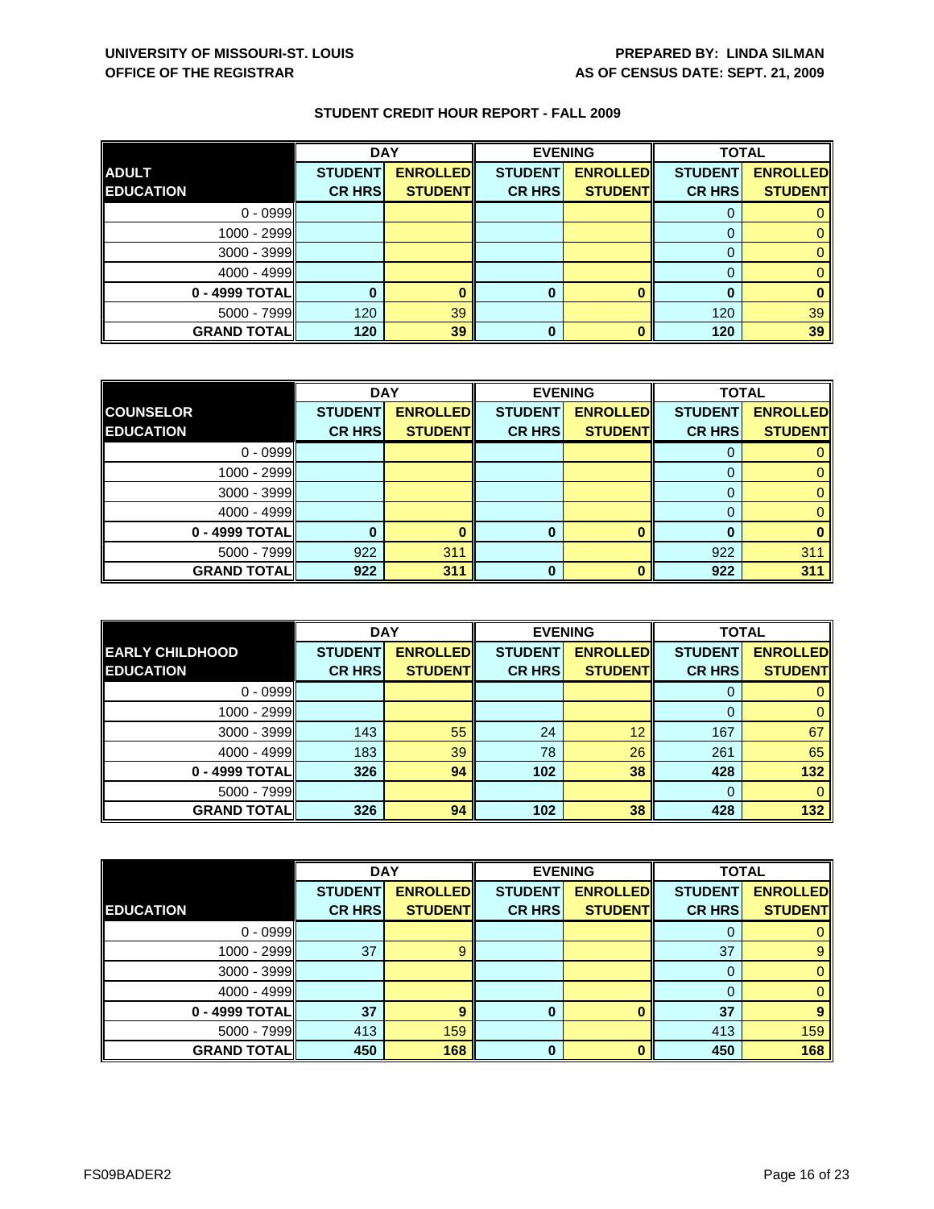UNIVERSITY OF MISSOURI-ST. LOUIS
OFFICE OF THE REGISTRAR

PREPARED BY: LINDA SILMAN
AS OF CENSUS DATE: SEPT. 21, 2009

## STUDENT CREDIT HOUR REPORT - FALL 2009

| ADULT EDUCATION | DAY | | EVENING | | TOTAL | |
|---|---|---|---|---|---|---|
| | STUDENT CR HRS | ENROLLED STUDENT | STUDENT CR HRS | ENROLLED STUDENT | STUDENT CR HRS | ENROLLED STUDENT |
| 0 - 0999 | | | | | 0 | 0 |
| 1000 - 2999 | | | | | 0 | 0 |
| 3000 - 3999 | | | | | 0 | 0 |
| 4000 - 4999 | | | | | 0 | 0 |
| **0 - 4999 TOTAL** | **0** | **0** | **0** | **0** | **0** | **0** |
| 5000 - 7999 | 120 | 39 | | | 120 | 39 |
| **GRAND TOTAL** | **120** | **39** | **0** | **0** | **120** | **39** |

| COUNSELOR EDUCATION | DAY | | EVENING | | TOTAL | |
|---|---|---|---|---|---|---|
| | STUDENT CR HRS | ENROLLED STUDENT | STUDENT CR HRS | ENROLLED STUDENT | STUDENT CR HRS | ENROLLED STUDENT |
| 0 - 0999 | | | | | 0 | 0 |
| 1000 - 2999 | | | | | 0 | 0 |
| 3000 - 3999 | | | | | 0 | 0 |
| 4000 - 4999 | | | | | 0 | 0 |
| **0 - 4999 TOTAL** | **0** | **0** | **0** | **0** | **0** | **0** |
| 5000 - 7999 | 922 | 311 | | | 922 | 311 |
| **GRAND TOTAL** | **922** | **311** | **0** | **0** | **922** | **311** |

| EARLY CHILDHOOD EDUCATION | DAY | | EVENING | | TOTAL | |
|---|---|---|---|---|---|---|
| | STUDENT CR HRS | ENROLLED STUDENT | STUDENT CR HRS | ENROLLED STUDENT | STUDENT CR HRS | ENROLLED STUDENT |
| 0 - 0999 | | | | | 0 | 0 |
| 1000 - 2999 | | | | | 0 | 0 |
| 3000 - 3999 | 143 | 55 | 24 | 12 | 167 | 67 |
| 4000 - 4999 | 183 | 39 | 78 | 26 | 261 | 65 |
| **0 - 4999 TOTAL** | **326** | **94** | **102** | **38** | **428** | **132** |
| 5000 - 7999 | | | | | 0 | 0 |
| **GRAND TOTAL** | **326** | **94** | **102** | **38** | **428** | **132** |

| EDUCATION | DAY | | EVENING | | TOTAL | |
|---|---|---|---|---|---|---|
| | STUDENT CR HRS | ENROLLED STUDENT | STUDENT CR HRS | ENROLLED STUDENT | STUDENT CR HRS | ENROLLED STUDENT |
| 0 - 0999 | | | | | 0 | 0 |
| 1000 - 2999 | 37 | 9 | | | 37 | 9 |
| 3000 - 3999 | | | | | 0 | 0 |
| 4000 - 4999 | | | | | 0 | 0 |
| **0 - 4999 TOTAL** | **37** | **9** | **0** | **0** | **37** | **9** |
| 5000 - 7999 | 413 | 159 | | | 413 | 159 |
| **GRAND TOTAL** | **450** | **168** | **0** | **0** | **450** | **168** |

FS09BADER2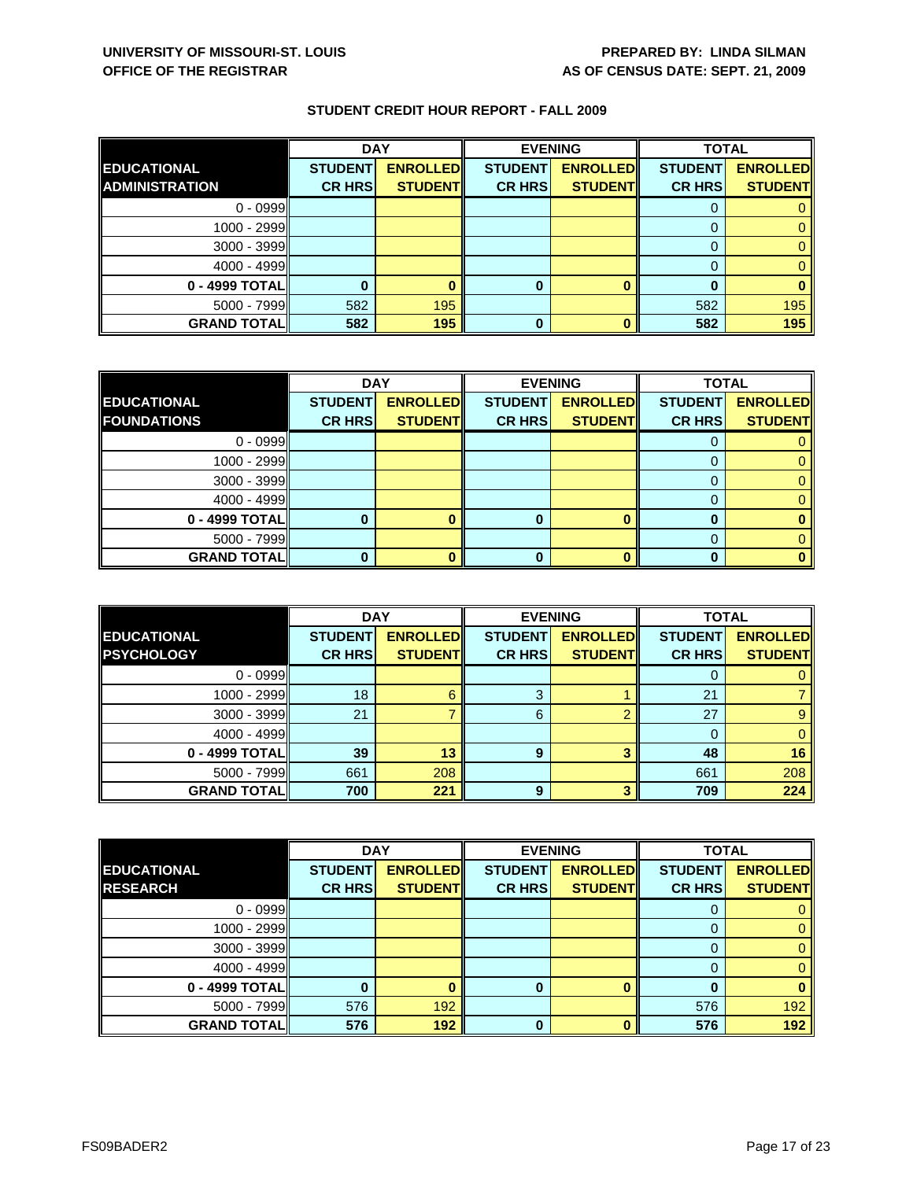UNIVERSITY OF MISSOURI-ST. LOUIS
OFFICE OF THE REGISTRAR

PREPARED BY: LINDA SILMAN
AS OF CENSUS DATE: SEPT. 21, 2009

## STUDENT CREDIT HOUR REPORT - FALL 2009

| EDUCATIONAL ADMINISTRATION | DAY | | EVENING | | TOTAL | |
|---|---|---|---|---|---|---|
| | STUDENT CR HRS | ENROLLED STUDENT | STUDENT CR HRS | ENROLLED STUDENT | STUDENT CR HRS | ENROLLED STUDENT |
| 0 - 0999 | | | | | 0 | 0 |
| 1000 - 2999 | | | | | 0 | 0 |
| 3000 - 3999 | | | | | 0 | 0 |
| 4000 - 4999 | | | | | 0 | 0 |
| **0 - 4999 TOTAL** | **0** | **0** | **0** | **0** | **0** | **0** |
| 5000 - 7999 | 582 | 195 | | | 582 | 195 |
| **GRAND TOTAL** | **582** | **195** | **0** | **0** | **582** | **195** |

| EDUCATIONAL FOUNDATIONS | DAY | | EVENING | | TOTAL | |
|---|---|---|---|---|---|---|
| | STUDENT CR HRS | ENROLLED STUDENT | STUDENT CR HRS | ENROLLED STUDENT | STUDENT CR HRS | ENROLLED STUDENT |
| 0 - 0999 | | | | | 0 | 0 |
| 1000 - 2999 | | | | | 0 | 0 |
| 3000 - 3999 | | | | | 0 | 0 |
| 4000 - 4999 | | | | | 0 | 0 |
| **0 - 4999 TOTAL** | **0** | **0** | **0** | **0** | **0** | **0** |
| 5000 - 7999 | | | | | 0 | 0 |
| **GRAND TOTAL** | **0** | **0** | **0** | **0** | **0** | **0** |

| EDUCATIONAL PSYCHOLOGY | DAY | | EVENING | | TOTAL | |
|---|---|---|---|---|---|---|
| | STUDENT CR HRS | ENROLLED STUDENT | STUDENT CR HRS | ENROLLED STUDENT | STUDENT CR HRS | ENROLLED STUDENT |
| 0 - 0999 | | | | | 0 | 0 |
| 1000 - 2999 | 18 | 6 | 3 | 1 | 21 | 7 |
| 3000 - 3999 | 21 | 7 | 6 | 2 | 27 | 9 |
| 4000 - 4999 | | | | | 0 | 0 |
| **0 - 4999 TOTAL** | **39** | **13** | **9** | **3** | **48** | **16** |
| 5000 - 7999 | 661 | 208 | | | 661 | 208 |
| **GRAND TOTAL** | **700** | **221** | **9** | **3** | **709** | **224** |

| EDUCATIONAL RESEARCH | DAY | | EVENING | | TOTAL | |
|---|---|---|---|---|---|---|
| | STUDENT CR HRS | ENROLLED STUDENT | STUDENT CR HRS | ENROLLED STUDENT | STUDENT CR HRS | ENROLLED STUDENT |
| 0 - 0999 | | | | | 0 | 0 |
| 1000 - 2999 | | | | | 0 | 0 |
| 3000 - 3999 | | | | | 0 | 0 |
| 4000 - 4999 | | | | | 0 | 0 |
| **0 - 4999 TOTAL** | **0** | **0** | **0** | **0** | **0** | **0** |
| 5000 - 7999 | 576 | 192 | | | 576 | 192 |
| **GRAND TOTAL** | **576** | **192** | **0** | **0** | **576** | **192** |

FS09BADER2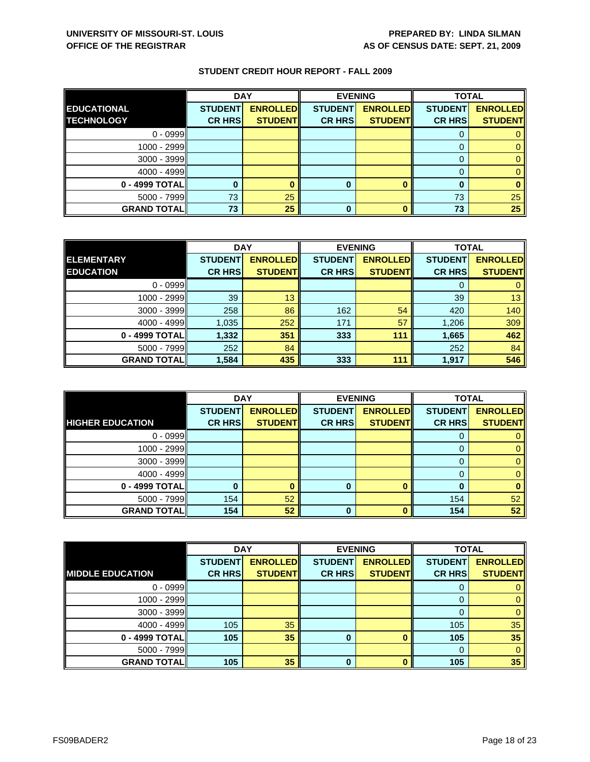UNIVERSITY OF MISSOURI-ST. LOUIS
OFFICE OF THE REGISTRAR

PREPARED BY: LINDA SILMAN
AS OF CENSUS DATE: SEPT. 21, 2009

## STUDENT CREDIT HOUR REPORT - FALL 2009

| EDUCATIONAL TECHNOLOGY | DAY | | EVENING | | TOTAL | |
|---|---|---|---|---|---|---|
| | STUDENT CR HRS | ENROLLED STUDENT | STUDENT CR HRS | ENROLLED STUDENT | STUDENT CR HRS | ENROLLED STUDENT |
| 0 - 0999 | | | | | 0 | 0 |
| 1000 - 2999 | | | | | 0 | 0 |
| 3000 - 3999 | | | | | 0 | 0 |
| 4000 - 4999 | | | | | 0 | 0 |
| **0 - 4999 TOTAL** | **0** | **0** | **0** | **0** | **0** | **0** |
| 5000 - 7999 | 73 | 25 | | | 73 | 25 |
| **GRAND TOTAL** | **73** | **25** | **0** | **0** | **73** | **25** |

| ELEMENTARY EDUCATION | DAY | | EVENING | | TOTAL | |
|---|---|---|---|---|---|---|
| | STUDENT CR HRS | ENROLLED STUDENT | STUDENT CR HRS | ENROLLED STUDENT | STUDENT CR HRS | ENROLLED STUDENT |
| 0 - 0999 | | | | | 0 | 0 |
| 1000 - 2999 | 39 | 13 | | | 39 | 13 |
| 3000 - 3999 | 258 | 86 | 162 | 54 | 420 | 140 |
| 4000 - 4999 | 1,035 | 252 | 171 | 57 | 1,206 | 309 |
| **0 - 4999 TOTAL** | **1,332** | **351** | **333** | **111** | **1,665** | **462** |
| 5000 - 7999 | 252 | 84 | | | 252 | 84 |
| **GRAND TOTAL** | **1,584** | **435** | **333** | **111** | **1,917** | **546** |

| HIGHER EDUCATION | DAY | | EVENING | | TOTAL | |
|---|---|---|---|---|---|---|
| | STUDENT CR HRS | ENROLLED STUDENT | STUDENT CR HRS | ENROLLED STUDENT | STUDENT CR HRS | ENROLLED STUDENT |
| 0 - 0999 | | | | | 0 | 0 |
| 1000 - 2999 | | | | | 0 | 0 |
| 3000 - 3999 | | | | | 0 | 0 |
| 4000 - 4999 | | | | | 0 | 0 |
| **0 - 4999 TOTAL** | **0** | **0** | **0** | **0** | **0** | **0** |
| 5000 - 7999 | 154 | 52 | | | 154 | 52 |
| **GRAND TOTAL** | **154** | **52** | **0** | **0** | **154** | **52** |

| MIDDLE EDUCATION | DAY | | EVENING | | TOTAL | |
|---|---|---|---|---|---|---|
| | STUDENT CR HRS | ENROLLED STUDENT | STUDENT CR HRS | ENROLLED STUDENT | STUDENT CR HRS | ENROLLED STUDENT |
| 0 - 0999 | | | | | 0 | 0 |
| 1000 - 2999 | | | | | 0 | 0 |
| 3000 - 3999 | | | | | 0 | 0 |
| 4000 - 4999 | 105 | 35 | | | 105 | 35 |
| **0 - 4999 TOTAL** | **105** | **35** | **0** | **0** | **105** | **35** |
| 5000 - 7999 | | | | | 0 | 0 |
| **GRAND TOTAL** | **105** | **35** | **0** | **0** | **105** | **35** |

FS09BADER2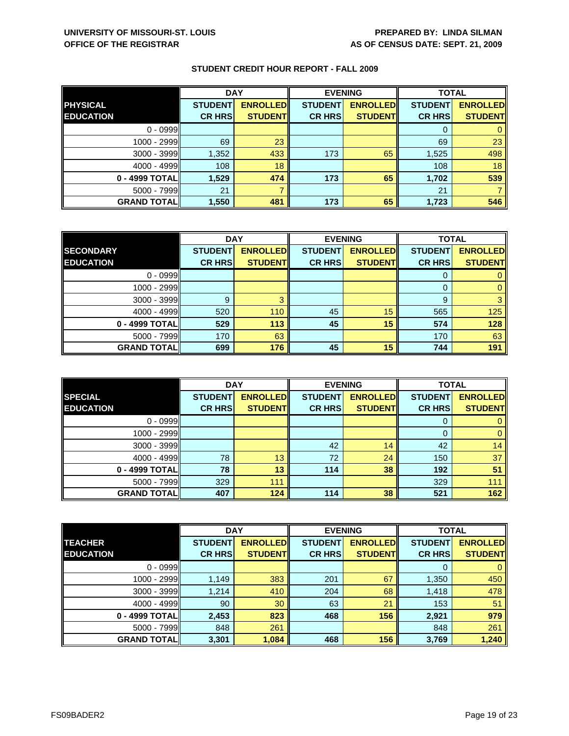UNIVERSITY OF MISSOURI-ST. LOUIS
OFFICE OF THE REGISTRAR

PREPARED BY: LINDA SILMAN
AS OF CENSUS DATE: SEPT. 21, 2009

## STUDENT CREDIT HOUR REPORT - FALL 2009

| | DAY | | EVENING | | TOTAL | |
|---|---|---|---|---|---|---|
| **PHYSICAL EDUCATION** | **STUDENT CR HRS** | **ENROLLED STUDENT** | **STUDENT CR HRS** | **ENROLLED STUDENT** | **STUDENT CR HRS** | **ENROLLED STUDENT** |
| 0 - 0999 | | | | | 0 | 0 |
| 1000 - 2999 | 69 | 23 | | | 69 | 23 |
| 3000 - 3999 | 1,352 | 433 | 173 | 65 | 1,525 | 498 |
| 4000 - 4999 | 108 | 18 | | | 108 | 18 |
| **0 - 4999 TOTAL** | **1,529** | **474** | **173** | **65** | **1,702** | **539** |
| 5000 - 7999 | 21 | 7 | | | 21 | 7 |
| **GRAND TOTAL** | **1,550** | **481** | **173** | **65** | **1,723** | **546** |

| | DAY | | EVENING | | TOTAL | |
|---|---|---|---|---|---|---|
| **SECONDARY EDUCATION** | **STUDENT CR HRS** | **ENROLLED STUDENT** | **STUDENT CR HRS** | **ENROLLED STUDENT** | **STUDENT CR HRS** | **ENROLLED STUDENT** |
| 0 - 0999 | | | | | 0 | 0 |
| 1000 - 2999 | | | | | 0 | 0 |
| 3000 - 3999 | 9 | 3 | | | 9 | 3 |
| 4000 - 4999 | 520 | 110 | 45 | 15 | 565 | 125 |
| **0 - 4999 TOTAL** | **529** | **113** | **45** | **15** | **574** | **128** |
| 5000 - 7999 | 170 | 63 | | | 170 | 63 |
| **GRAND TOTAL** | **699** | **176** | **45** | **15** | **744** | **191** |

| | DAY | | EVENING | | TOTAL | |
|---|---|---|---|---|---|---|
| **SPECIAL EDUCATION** | **STUDENT CR HRS** | **ENROLLED STUDENT** | **STUDENT CR HRS** | **ENROLLED STUDENT** | **STUDENT CR HRS** | **ENROLLED STUDENT** |
| 0 - 0999 | | | | | 0 | 0 |
| 1000 - 2999 | | | | | 0 | 0 |
| 3000 - 3999 | | | 42 | 14 | 42 | 14 |
| 4000 - 4999 | 78 | 13 | 72 | 24 | 150 | 37 |
| **0 - 4999 TOTAL** | **78** | **13** | **114** | **38** | **192** | **51** |
| 5000 - 7999 | 329 | 111 | | | 329 | 111 |
| **GRAND TOTAL** | **407** | **124** | **114** | **38** | **521** | **162** |

| | DAY | | EVENING | | TOTAL | |
|---|---|---|---|---|---|---|
| **TEACHER EDUCATION** | **STUDENT CR HRS** | **ENROLLED STUDENT** | **STUDENT CR HRS** | **ENROLLED STUDENT** | **STUDENT CR HRS** | **ENROLLED STUDENT** |
| 0 - 0999 | | | | | 0 | 0 |
| 1000 - 2999 | 1,149 | 383 | 201 | 67 | 1,350 | 450 |
| 3000 - 3999 | 1,214 | 410 | 204 | 68 | 1,418 | 478 |
| 4000 - 4999 | 90 | 30 | 63 | 21 | 153 | 51 |
| **0 - 4999 TOTAL** | **2,453** | **823** | **468** | **156** | **2,921** | **979** |
| 5000 - 7999 | 848 | 261 | | | 848 | 261 |
| **GRAND TOTAL** | **3,301** | **1,084** | **468** | **156** | **3,769** | **1,240** |

FS09BADER2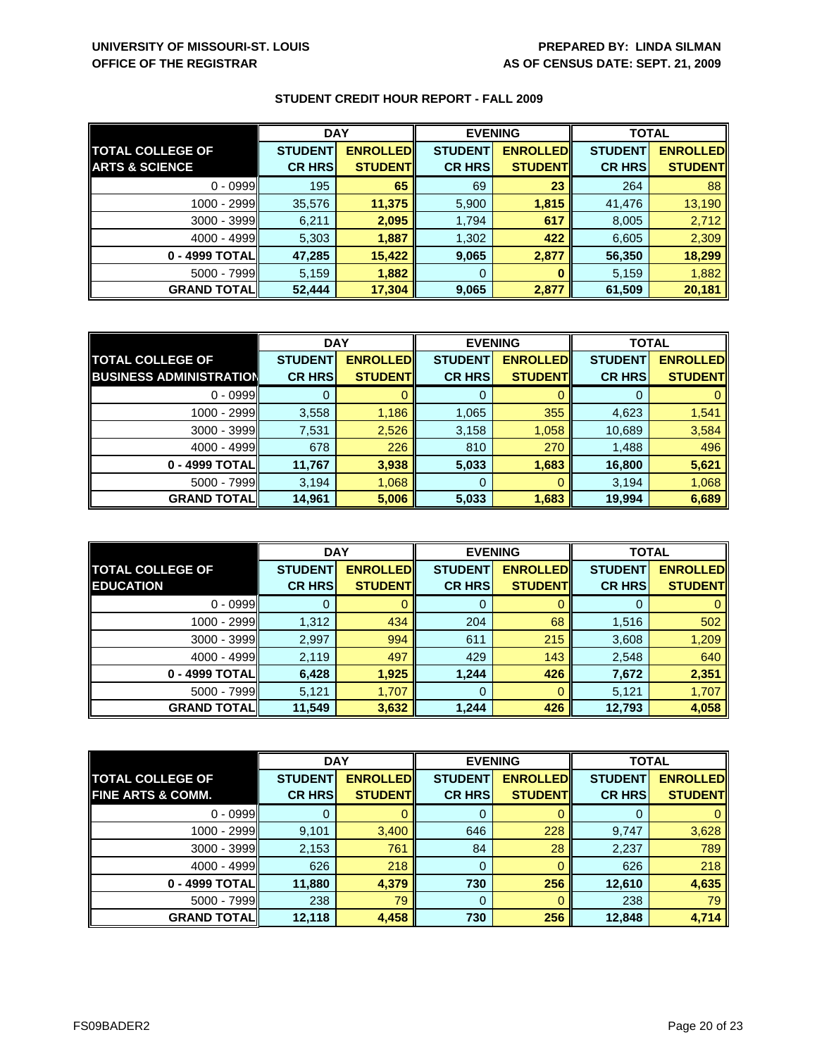**UNIVERSITY OF MISSOURI-ST. LOUIS**
**OFFICE OF THE REGISTRAR**

**PREPARED BY: LINDA SILMAN**
**AS OF CENSUS DATE: SEPT. 21, 2009**

## STUDENT CREDIT HOUR REPORT - FALL 2009

| | DAY | | EVENING | | TOTAL | |
|---|---|---|---|---|---|---|
| **TOTAL COLLEGE OF ARTS & SCIENCE** | **STUDENT CR HRS** | **ENROLLED STUDENT** | **STUDENT CR HRS** | **ENROLLED STUDENT** | **STUDENT CR HRS** | **ENROLLED STUDENT** |
| 0 - 0999 | 195 | **65** | 69 | **23** | 264 | 88 |
| 1000 - 2999 | 35,576 | **11,375** | 5,900 | **1,815** | 41,476 | 13,190 |
| 3000 - 3999 | 6,211 | **2,095** | 1,794 | **617** | 8,005 | 2,712 |
| 4000 - 4999 | 5,303 | **1,887** | 1,302 | **422** | 6,605 | 2,309 |
| **0 - 4999 TOTAL** | **47,285** | **15,422** | **9,065** | **2,877** | **56,350** | **18,299** |
| 5000 - 7999 | 5,159 | **1,882** | 0 | **0** | 5,159 | 1,882 |
| **GRAND TOTAL** | **52,444** | **17,304** | **9,065** | **2,877** | **61,509** | **20,181** |

| | DAY | | EVENING | | TOTAL | |
|---|---|---|---|---|---|---|
| **TOTAL COLLEGE OF BUSINESS ADMINISTRATION** | **STUDENT CR HRS** | **ENROLLED STUDENT** | **STUDENT CR HRS** | **ENROLLED STUDENT** | **STUDENT CR HRS** | **ENROLLED STUDENT** |
| 0 - 0999 | 0 | 0 | 0 | 0 | 0 | 0 |
| 1000 - 2999 | 3,558 | 1,186 | 1,065 | 355 | 4,623 | 1,541 |
| 3000 - 3999 | 7,531 | 2,526 | 3,158 | 1,058 | 10,689 | 3,584 |
| 4000 - 4999 | 678 | 226 | 810 | 270 | 1,488 | 496 |
| **0 - 4999 TOTAL** | **11,767** | **3,938** | **5,033** | **1,683** | **16,800** | **5,621** |
| 5000 - 7999 | 3,194 | 1,068 | 0 | 0 | 3,194 | 1,068 |
| **GRAND TOTAL** | **14,961** | **5,006** | **5,033** | **1,683** | **19,994** | **6,689** |

| | DAY | | EVENING | | TOTAL | |
|---|---|---|---|---|---|---|
| **TOTAL COLLEGE OF EDUCATION** | **STUDENT CR HRS** | **ENROLLED STUDENT** | **STUDENT CR HRS** | **ENROLLED STUDENT** | **STUDENT CR HRS** | **ENROLLED STUDENT** |
| 0 - 0999 | 0 | 0 | 0 | 0 | 0 | 0 |
| 1000 - 2999 | 1,312 | 434 | 204 | 68 | 1,516 | 502 |
| 3000 - 3999 | 2,997 | 994 | 611 | 215 | 3,608 | 1,209 |
| 4000 - 4999 | 2,119 | 497 | 429 | 143 | 2,548 | 640 |
| **0 - 4999 TOTAL** | **6,428** | **1,925** | **1,244** | **426** | **7,672** | **2,351** |
| 5000 - 7999 | 5,121 | 1,707 | 0 | 0 | 5,121 | 1,707 |
| **GRAND TOTAL** | **11,549** | **3,632** | **1,244** | **426** | **12,793** | **4,058** |

| | DAY | | EVENING | | TOTAL | |
|---|---|---|---|---|---|---|
| **TOTAL COLLEGE OF FINE ARTS & COMM.** | **STUDENT CR HRS** | **ENROLLED STUDENT** | **STUDENT CR HRS** | **ENROLLED STUDENT** | **STUDENT CR HRS** | **ENROLLED STUDENT** |
| 0 - 0999 | 0 | 0 | 0 | 0 | 0 | 0 |
| 1000 - 2999 | 9,101 | 3,400 | 646 | 228 | 9,747 | 3,628 |
| 3000 - 3999 | 2,153 | 761 | 84 | 28 | 2,237 | 789 |
| 4000 - 4999 | 626 | 218 | 0 | 0 | 626 | 218 |
| **0 - 4999 TOTAL** | **11,880** | **4,379** | **730** | **256** | **12,610** | **4,635** |
| 5000 - 7999 | 238 | 79 | 0 | 0 | 238 | 79 |
| **GRAND TOTAL** | **12,118** | **4,458** | **730** | **256** | **12,848** | **4,714** |

FS09BADER2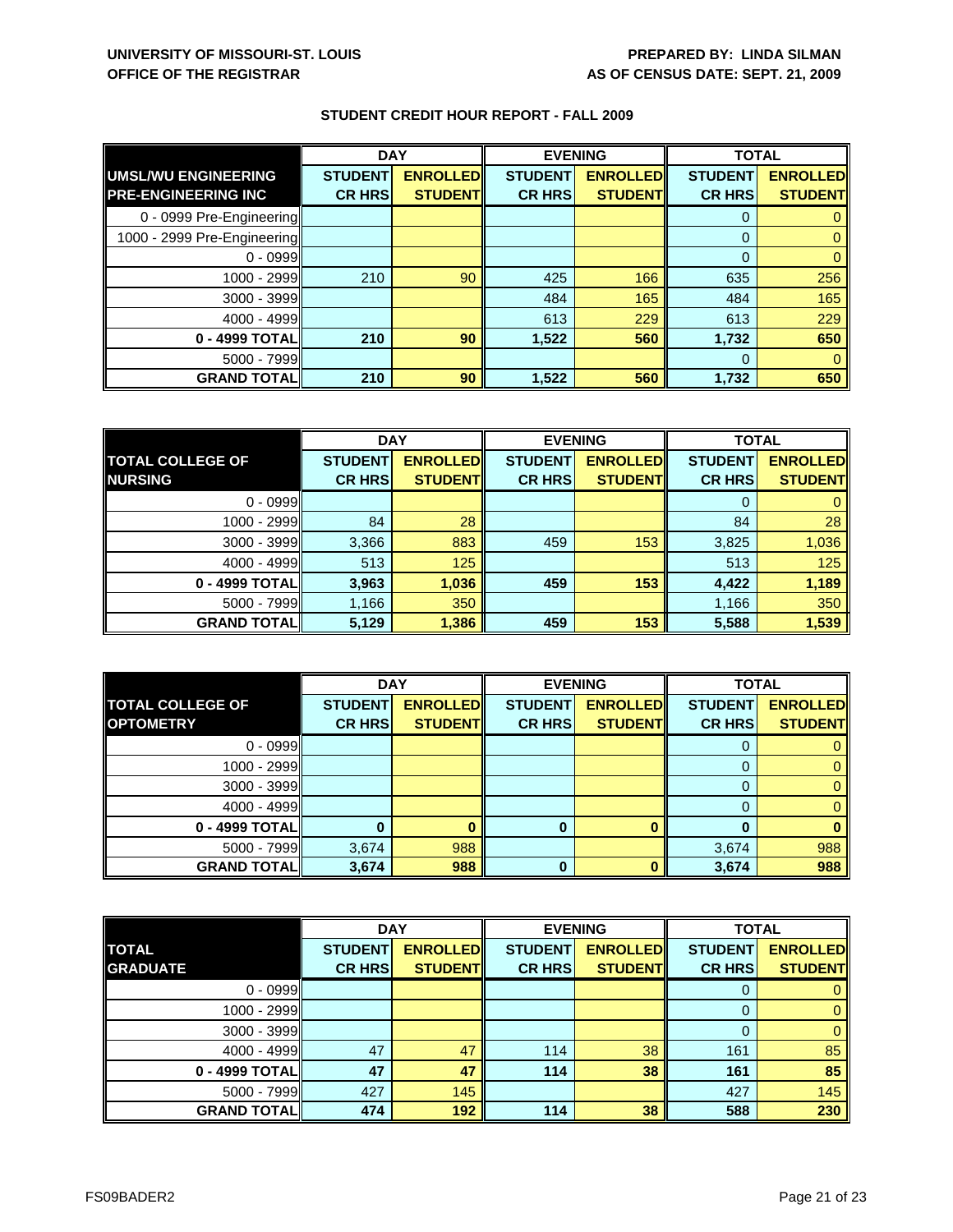**UNIVERSITY OF MISSOURI-ST. LOUIS**
**OFFICE OF THE REGISTRAR**

**PREPARED BY: LINDA SILMAN**
**AS OF CENSUS DATE: SEPT. 21, 2009**

## STUDENT CREDIT HOUR REPORT - FALL 2009

| UMSL/WU ENGINEERING PRE-ENGINEERING INC | DAY | | EVENING | | TOTAL | |
|---|---|---|---|---|---|---|
| | STUDENT CR HRS | ENROLLED STUDENT | STUDENT CR HRS | ENROLLED STUDENT | STUDENT CR HRS | ENROLLED STUDENT |
| 0 - 0999 Pre-Engineering | | | | | 0 | 0 |
| 1000 - 2999 Pre-Engineering | | | | | 0 | 0 |
| 0 - 0999 | | | | | 0 | 0 |
| 1000 - 2999 | 210 | 90 | 425 | 166 | 635 | 256 |
| 3000 - 3999 | | | 484 | 165 | 484 | 165 |
| 4000 - 4999 | | | 613 | 229 | 613 | 229 |
| **0 - 4999 TOTAL** | **210** | **90** | **1,522** | **560** | **1,732** | **650** |
| 5000 - 7999 | | | | | 0 | 0 |
| **GRAND TOTAL** | **210** | **90** | **1,522** | **560** | **1,732** | **650** |

| TOTAL COLLEGE OF NURSING | DAY | | EVENING | | TOTAL | |
|---|---|---|---|---|---|---|
| | STUDENT CR HRS | ENROLLED STUDENT | STUDENT CR HRS | ENROLLED STUDENT | STUDENT CR HRS | ENROLLED STUDENT |
| 0 - 0999 | | | | | 0 | 0 |
| 1000 - 2999 | 84 | 28 | | | 84 | 28 |
| 3000 - 3999 | 3,366 | 883 | 459 | 153 | 3,825 | 1,036 |
| 4000 - 4999 | 513 | 125 | | | 513 | 125 |
| **0 - 4999 TOTAL** | **3,963** | **1,036** | **459** | **153** | **4,422** | **1,189** |
| 5000 - 7999 | 1,166 | 350 | | | 1,166 | 350 |
| **GRAND TOTAL** | **5,129** | **1,386** | **459** | **153** | **5,588** | **1,539** |

| TOTAL COLLEGE OF OPTOMETRY | DAY | | EVENING | | TOTAL | |
|---|---|---|---|---|---|---|
| | STUDENT CR HRS | ENROLLED STUDENT | STUDENT CR HRS | ENROLLED STUDENT | STUDENT CR HRS | ENROLLED STUDENT |
| 0 - 0999 | | | | | 0 | 0 |
| 1000 - 2999 | | | | | 0 | 0 |
| 3000 - 3999 | | | | | 0 | 0 |
| 4000 - 4999 | | | | | 0 | 0 |
| **0 - 4999 TOTAL** | **0** | **0** | **0** | **0** | **0** | **0** |
| 5000 - 7999 | 3,674 | 988 | | | 3,674 | 988 |
| **GRAND TOTAL** | **3,674** | **988** | **0** | **0** | **3,674** | **988** |

| TOTAL GRADUATE | DAY | | EVENING | | TOTAL | |
|---|---|---|---|---|---|---|
| | STUDENT CR HRS | ENROLLED STUDENT | STUDENT CR HRS | ENROLLED STUDENT | STUDENT CR HRS | ENROLLED STUDENT |
| 0 - 0999 | | | | | 0 | 0 |
| 1000 - 2999 | | | | | 0 | 0 |
| 3000 - 3999 | | | | | 0 | 0 |
| 4000 - 4999 | 47 | 47 | 114 | 38 | 161 | 85 |
| **0 - 4999 TOTAL** | **47** | **47** | **114** | **38** | **161** | **85** |
| 5000 - 7999 | 427 | 145 | | | 427 | 145 |
| **GRAND TOTAL** | **474** | **192** | **114** | **38** | **588** | **230** |

FS09BADER2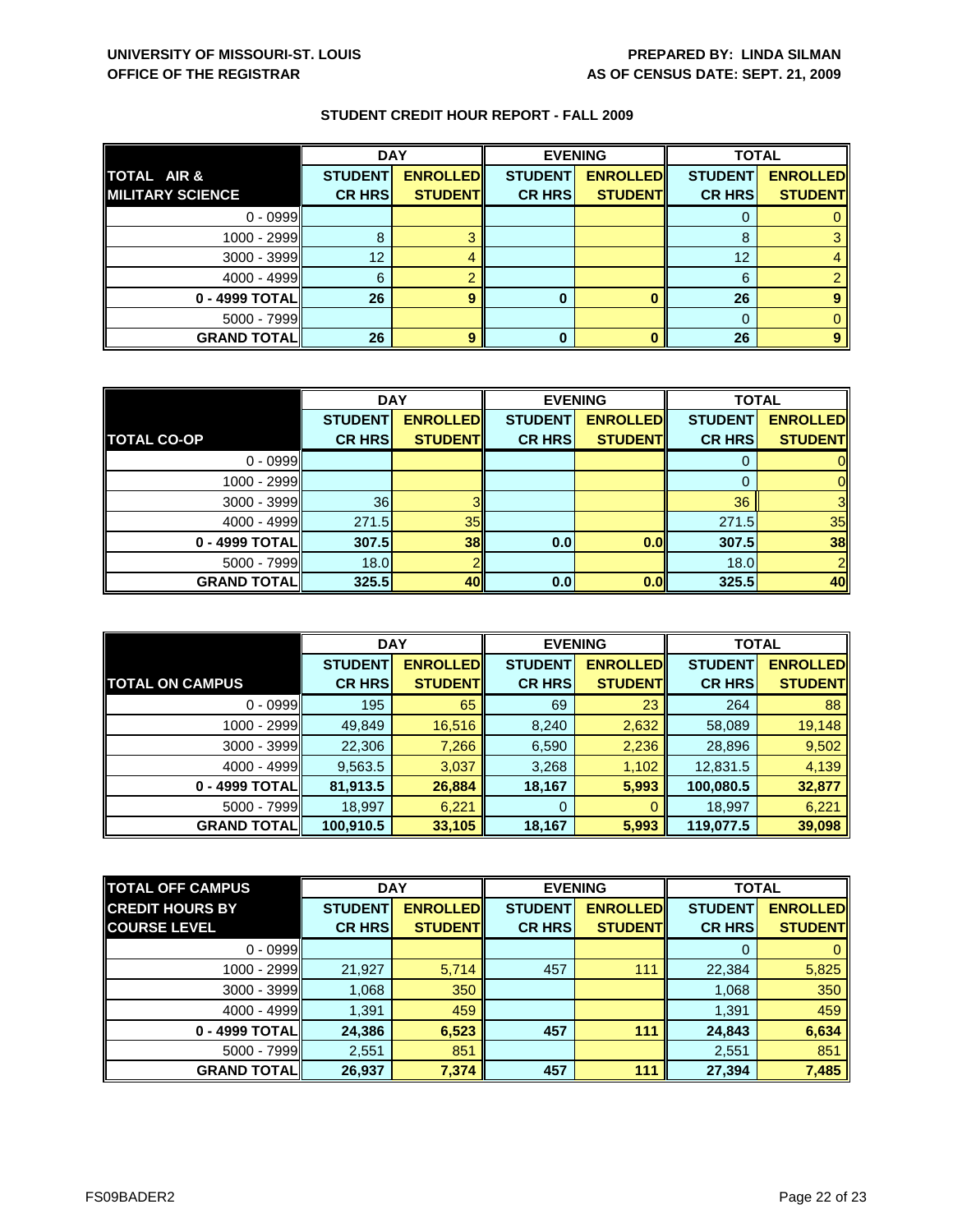UNIVERSITY OF MISSOURI-ST. LOUIS
OFFICE OF THE REGISTRAR

PREPARED BY: LINDA SILMAN
AS OF CENSUS DATE: SEPT. 21, 2009

## STUDENT CREDIT HOUR REPORT - FALL 2009

| TOTAL AIR & MILITARY SCIENCE | DAY | | EVENING | | TOTAL | |
|---|---|---|---|---|---|---|
| | STUDENT CR HRS | ENROLLED STUDENT | STUDENT CR HRS | ENROLLED STUDENT | STUDENT CR HRS | ENROLLED STUDENT |
| 0 - 0999 | | | | | 0 | 0 |
| 1000 - 2999 | 8 | 3 | | | 8 | 3 |
| 3000 - 3999 | 12 | 4 | | | 12 | 4 |
| 4000 - 4999 | 6 | 2 | | | 6 | 2 |
| **0 - 4999 TOTAL** | **26** | **9** | **0** | **0** | **26** | **9** |
| 5000 - 7999 | | | | | 0 | 0 |
| **GRAND TOTAL** | **26** | **9** | **0** | **0** | **26** | **9** |

| TOTAL CO-OP | DAY | | EVENING | | TOTAL | |
|---|---|---|---|---|---|---|
| | STUDENT CR HRS | ENROLLED STUDENT | STUDENT CR HRS | ENROLLED STUDENT | STUDENT CR HRS | ENROLLED STUDENT |
| 0 - 0999 | | | | | 0 | 0 |
| 1000 - 2999 | | | | | 0 | 0 |
| 3000 - 3999 | 36 | 3 | | | 36 | 3 |
| 4000 - 4999 | 271.5 | 35 | | | 271.5 | 35 |
| **0 - 4999 TOTAL** | **307.5** | **38** | **0.0** | **0.0** | **307.5** | **38** |
| 5000 - 7999 | 18.0 | 2 | | | 18.0 | 2 |
| **GRAND TOTAL** | **325.5** | **40** | **0.0** | **0.0** | **325.5** | **40** |

| TOTAL ON CAMPUS | DAY | | EVENING | | TOTAL | |
|---|---|---|---|---|---|---|
| | STUDENT CR HRS | ENROLLED STUDENT | STUDENT CR HRS | ENROLLED STUDENT | STUDENT CR HRS | ENROLLED STUDENT |
| 0 - 0999 | 195 | 65 | 69 | 23 | 264 | 88 |
| 1000 - 2999 | 49,849 | 16,516 | 8,240 | 2,632 | 58,089 | 19,148 |
| 3000 - 3999 | 22,306 | 7,266 | 6,590 | 2,236 | 28,896 | 9,502 |
| 4000 - 4999 | 9,563.5 | 3,037 | 3,268 | 1,102 | 12,831.5 | 4,139 |
| **0 - 4999 TOTAL** | **81,913.5** | **26,884** | **18,167** | **5,993** | **100,080.5** | **32,877** |
| 5000 - 7999 | 18,997 | 6,221 | 0 | 0 | 18,997 | 6,221 |
| **GRAND TOTAL** | **100,910.5** | **33,105** | **18,167** | **5,993** | **119,077.5** | **39,098** |

| TOTAL OFF CAMPUS CREDIT HOURS BY COURSE LEVEL | DAY | | EVENING | | TOTAL | |
|---|---|---|---|---|---|---|
| | STUDENT CR HRS | ENROLLED STUDENT | STUDENT CR HRS | ENROLLED STUDENT | STUDENT CR HRS | ENROLLED STUDENT |
| 0 - 0999 | | | | | 0 | 0 |
| 1000 - 2999 | 21,927 | 5,714 | 457 | 111 | 22,384 | 5,825 |
| 3000 - 3999 | 1,068 | 350 | | | 1,068 | 350 |
| 4000 - 4999 | 1,391 | 459 | | | 1,391 | 459 |
| **0 - 4999 TOTAL** | **24,386** | **6,523** | **457** | **111** | **24,843** | **6,634** |
| 5000 - 7999 | 2,551 | 851 | | | 2,551 | 851 |
| **GRAND TOTAL** | **26,937** | **7,374** | **457** | **111** | **27,394** | **7,485** |

FS09BADER2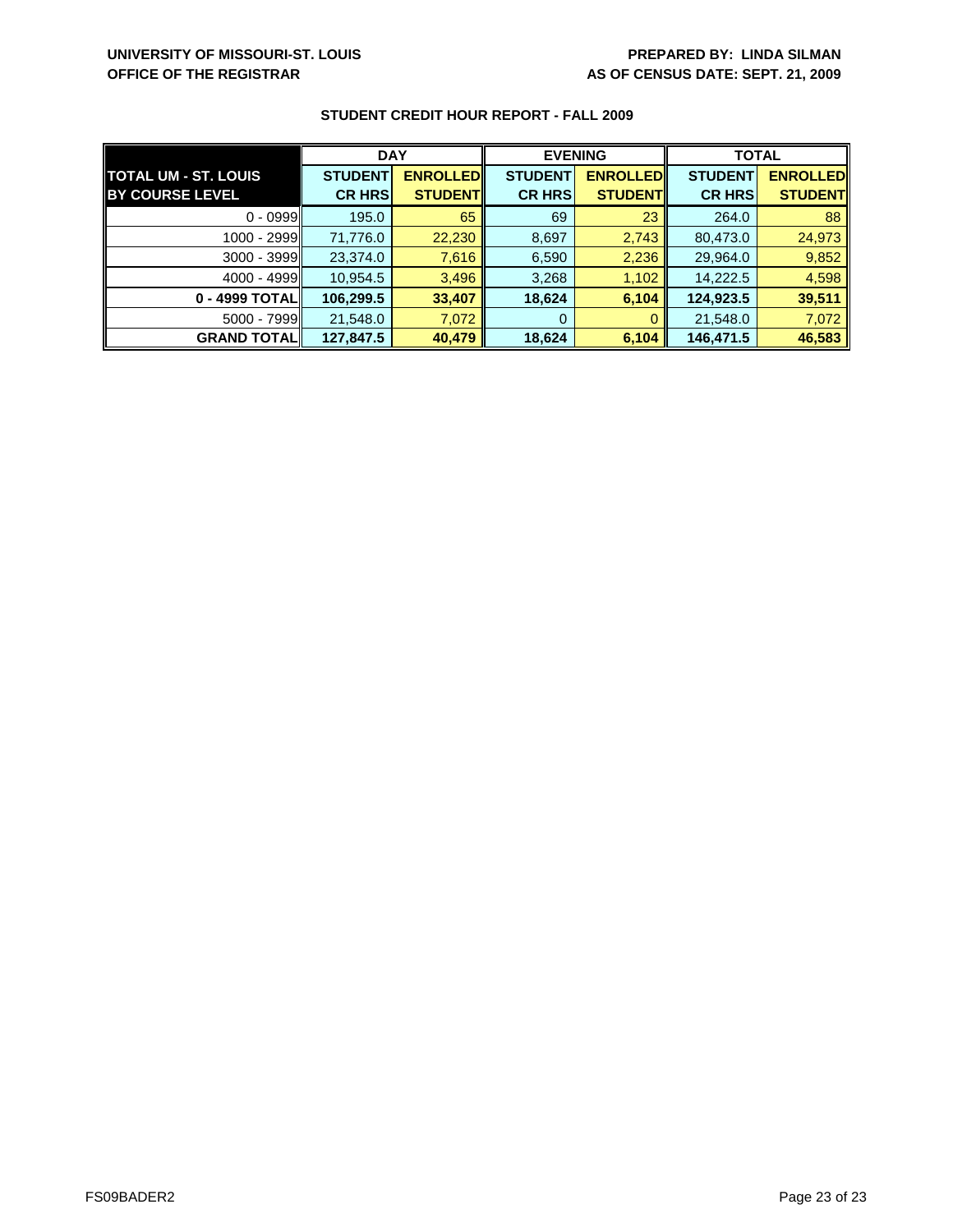**UNIVERSITY OF MISSOURI-ST. LOUIS**
**OFFICE OF THE REGISTRAR**

**PREPARED BY: LINDA SILMAN**
**AS OF CENSUS DATE: SEPT. 21, 2009**

## STUDENT CREDIT HOUR REPORT - FALL 2009

| | DAY | | EVENING | | TOTAL | |
|---|---|---|---|---|---|---|
| **TOTAL UM - ST. LOUIS BY COURSE LEVEL** | **STUDENT CR HRS** | **ENROLLED STUDENT** | **STUDENT CR HRS** | **ENROLLED STUDENT** | **STUDENT CR HRS** | **ENROLLED STUDENT** |
| 0 - 0999 | 195.0 | 65 | 69 | 23 | 264.0 | 88 |
| 1000 - 2999 | 71,776.0 | 22,230 | 8,697 | 2,743 | 80,473.0 | 24,973 |
| 3000 - 3999 | 23,374.0 | 7,616 | 6,590 | 2,236 | 29,964.0 | 9,852 |
| 4000 - 4999 | 10,954.5 | 3,496 | 3,268 | 1,102 | 14,222.5 | 4,598 |
| **0 - 4999 TOTAL** | **106,299.5** | **33,407** | **18,624** | **6,104** | **124,923.5** | **39,511** |
| 5000 - 7999 | 21,548.0 | 7,072 | 0 | 0 | 21,548.0 | 7,072 |
| **GRAND TOTAL** | **127,847.5** | **40,479** | **18,624** | **6,104** | **146,471.5** | **46,583** |

FS09BADER2